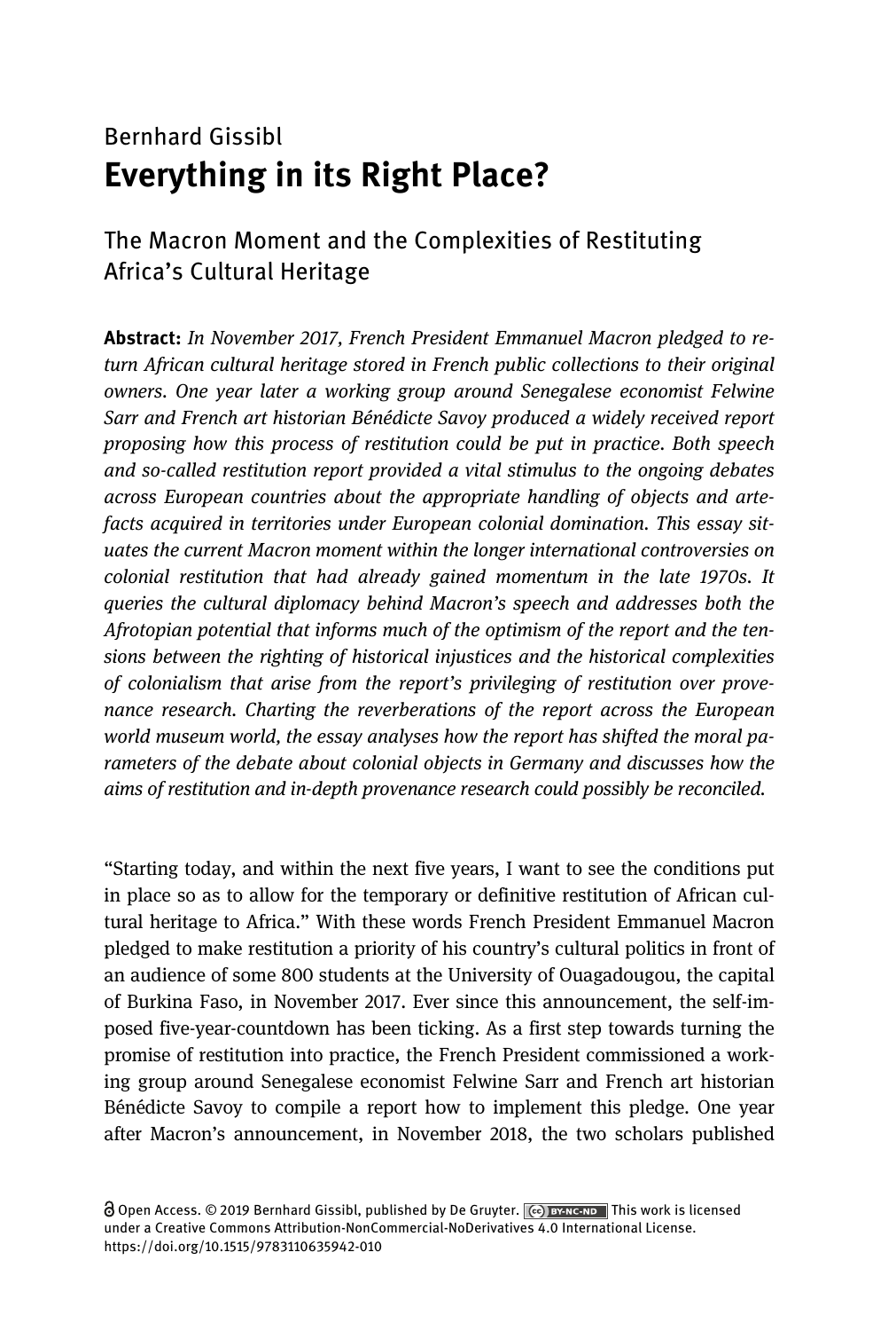Bernhard Gissibl

# Everything in its Right Place?

## The Macron Moment and the Complexities of Restituting Africa's Cultural Heritage

**Abstract:** *In November 2017, French President Emmanuel Macron pledged to return African cultural heritage stored in French public collections to their original owners. One year later a working group around Senegalese economist Felwine Sarr and French art historian Bénédicte Savoy produced a widely received report proposing how this process of restitution could be put in practice. Both speech and so-called restitution report provided a vital stimulus to the ongoing debates across European countries about the appropriate handling of objects and artefacts acquired in territories under European colonial domination. This essay situates the current Macron moment within the longer international controversies on colonial restitution that had already gained momentum in the late 1970s. It queries the cultural diplomacy behind Macron's speech and addresses both the Afrotopian potential that informs much of the optimism of the report and the tensions between the righting of historical injustices and the historical complexities of colonialism that arise from the report's privileging of restitution over provenance research. Charting the reverberations of the report across the European world museum world, the essay analyses how the report has shifted the moral parameters of the debate about colonial objects in Germany and discusses how the aims of restitution and in-depth provenance research could possibly be reconciled.*

"Starting today, and within the next five years, I want to see the conditions put in place so as to allow for the temporary or definitive restitution of African cultural heritage to Africa." With these words French President Emmanuel Macron pledged to make restitution a priority of his country's cultural politics in front of an audience of some 800 students at the University of Ouagadougou, the capital of Burkina Faso, in November 2017. Ever since this announcement, the self-imposed five-year-countdown has been ticking. As a first step towards turning the promise of restitution into practice, the French President commissioned a working group around Senegalese economist Felwine Sarr and French art historian Bénédicte Savoy to compile a report how to implement this pledge. One year after Macron's announcement, in November 2018, the two scholars published

Open Access. © 2019 Bernhard Gissibl, published by De Gruyter. This work is licensed under a Creative Commons Attribution-NonCommercial-NoDerivatives 4.0 International License. https://doi.org/10.1515/9783110635942-010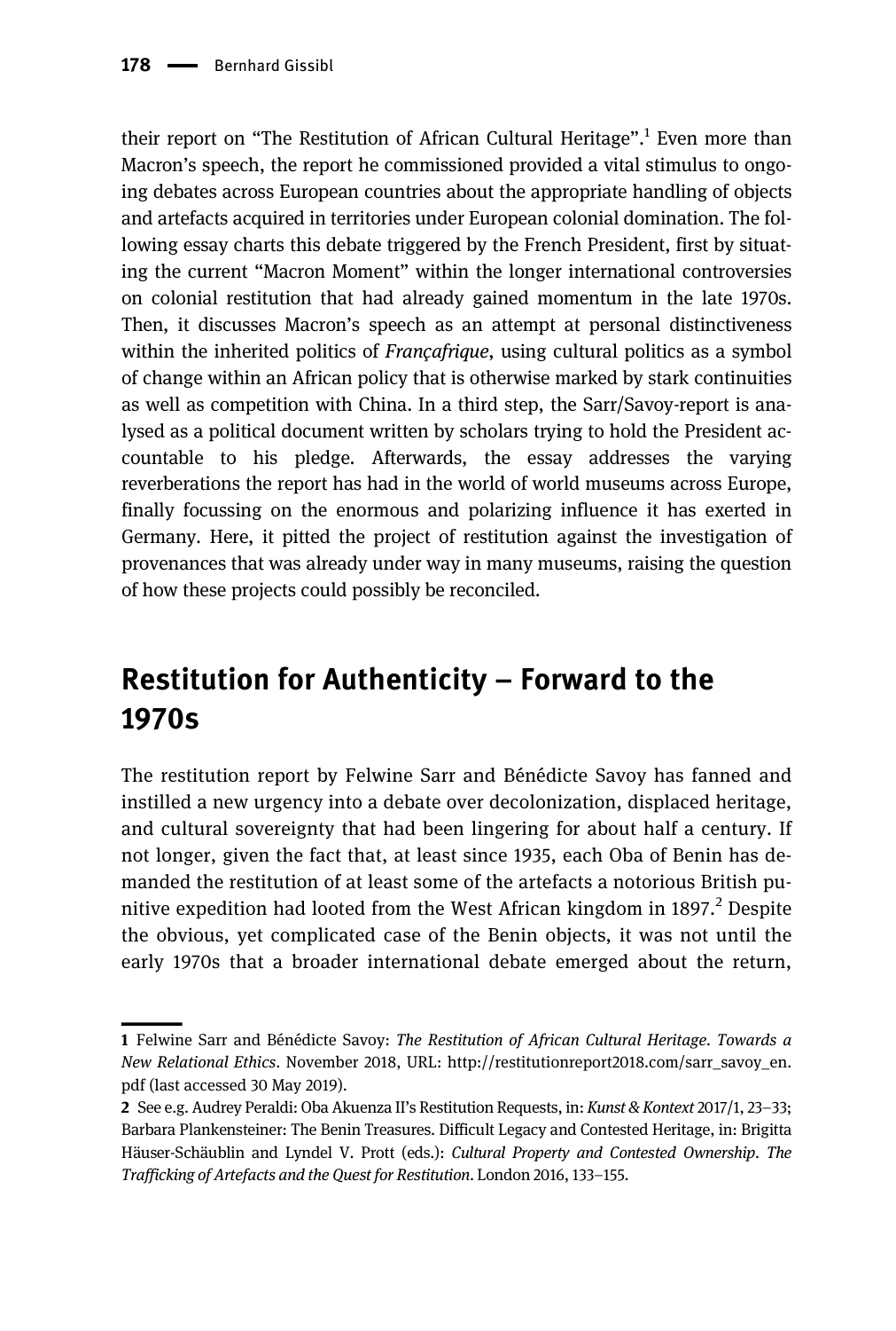their report on "The Restitution of African Cultural Heritage".[1] Even more than Macron's speech, the report he commissioned provided a vital stimulus to ongoing debates across European countries about the appropriate handling of objects and artefacts acquired in territories under European colonial domination. The following essay charts this debate triggered by the French President, first by situating the current "Macron Moment" within the longer international controversies on colonial restitution that had already gained momentum in the late 1970s. Then, it discusses Macron's speech as an attempt at personal distinctiveness within the inherited politics of *Françafrique*, using cultural politics as a symbol of change within an African policy that is otherwise marked by stark continuities as well as competition with China. In a third step, the Sarr/Savoy-report is analysed as a political document written by scholars trying to hold the President accountable to his pledge. Afterwards, the essay addresses the varying reverberations the report has had in the world of world museums across Europe, finally focussing on the enormous and polarizing influence it has exerted in Germany. Here, it pitted the project of restitution against the investigation of provenances that was already under way in many museums, raising the question of how these projects could possibly be reconciled.

## Restitution for Authenticity – Forward to the 1970s

The restitution report by Felwine Sarr and Bénédicte Savoy has fanned and instilled a new urgency into a debate over decolonization, displaced heritage, and cultural sovereignty that had been lingering for about half a century. If not longer, given the fact that, at least since 1935, each Oba of Benin has demanded the restitution of at least some of the artefacts a notorious British punitive expedition had looted from the West African kingdom in 1897.[2] Despite the obvious, yet complicated case of the Benin objects, it was not until the early 1970s that a broader international debate emerged about the return,

---

1 Felwine Sarr and Bénédicte Savoy: *The Restitution of African Cultural Heritage. Towards a New Relational Ethics*. November 2018, URL: http://restitutionreport2018.com/sarr_savoy_en.pdf (last accessed 30 May 2019).

2 See e.g. Audrey Peraldi: Oba Akuenza II's Restitution Requests, in: *Kunst & Kontext* 2017/1, 23–33; Barbara Plankensteiner: The Benin Treasures. Difficult Legacy and Contested Heritage, in: Brigitta Häuser-Schäublin and Lyndel V. Prott (eds.): *Cultural Property and Contested Ownership. The Trafficking of Artefacts and the Quest for Restitution*. London 2016, 133–155.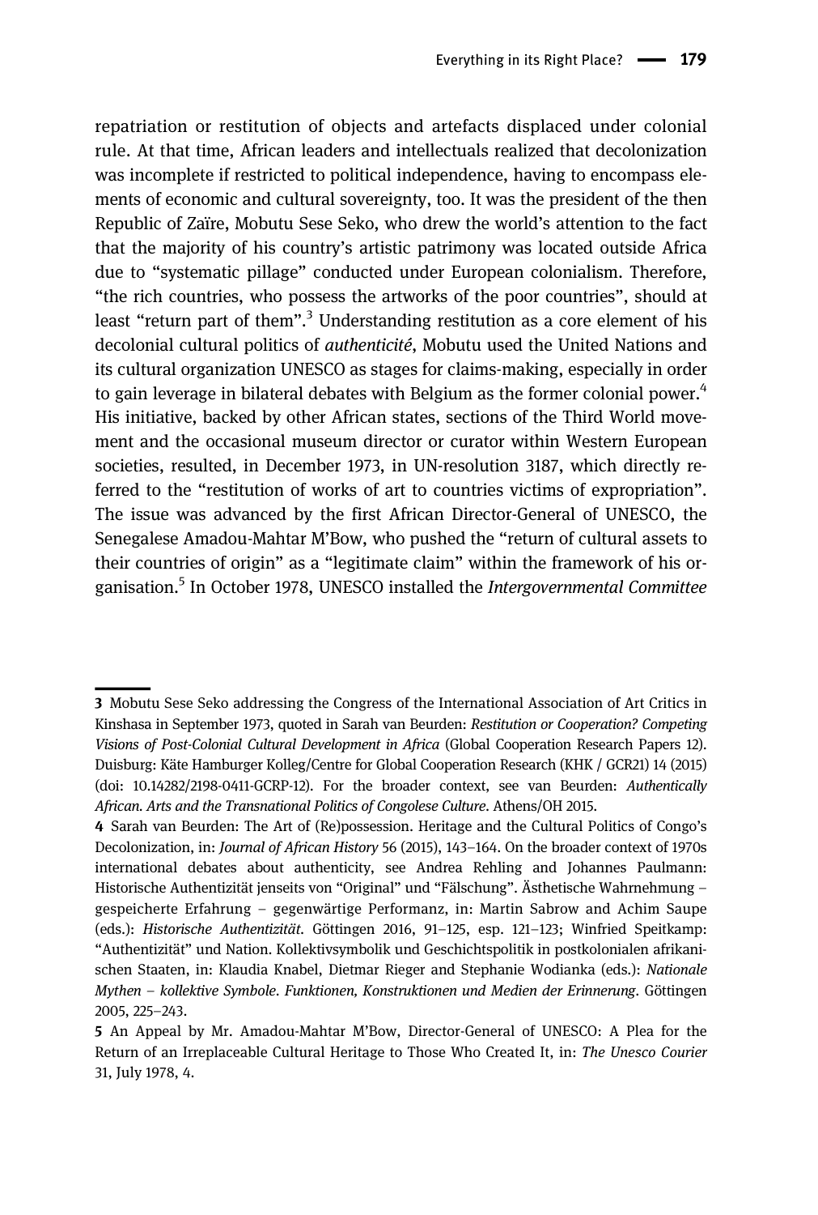repatriation or restitution of objects and artefacts displaced under colonial rule. At that time, African leaders and intellectuals realized that decolonization was incomplete if restricted to political independence, having to encompass elements of economic and cultural sovereignty, too. It was the president of the then Republic of Zaïre, Mobutu Sese Seko, who drew the world's attention to the fact that the majority of his country's artistic patrimony was located outside Africa due to "systematic pillage" conducted under European colonialism. Therefore, "the rich countries, who possess the artworks of the poor countries", should at least "return part of them".[3] Understanding restitution as a core element of his decolonial cultural politics of *authenticité*, Mobutu used the United Nations and its cultural organization UNESCO as stages for claims-making, especially in order to gain leverage in bilateral debates with Belgium as the former colonial power.[4] His initiative, backed by other African states, sections of the Third World movement and the occasional museum director or curator within Western European societies, resulted, in December 1973, in UN-resolution 3187, which directly referred to the "restitution of works of art to countries victims of expropriation". The issue was advanced by the first African Director-General of UNESCO, the Senegalese Amadou-Mahtar M'Bow, who pushed the "return of cultural assets to their countries of origin" as a "legitimate claim" within the framework of his organisation.[5] In October 1978, UNESCO installed the *Intergovernmental Committee*

---

**3** Mobutu Sese Seko addressing the Congress of the International Association of Art Critics in Kinshasa in September 1973, quoted in Sarah van Beurden: *Restitution or Cooperation? Competing Visions of Post-Colonial Cultural Development in Africa* (Global Cooperation Research Papers 12). Duisburg: Käte Hamburger Kolleg/Centre for Global Cooperation Research (KHK / GCR21) 14 (2015) (doi: 10.14282/2198-0411-GCRP-12). For the broader context, see van Beurden: *Authentically African. Arts and the Transnational Politics of Congolese Culture*. Athens/OH 2015.

**4** Sarah van Beurden: The Art of (Re)possession. Heritage and the Cultural Politics of Congo's Decolonization, in: *Journal of African History* 56 (2015), 143–164. On the broader context of 1970s international debates about authenticity, see Andrea Rehling and Johannes Paulmann: Historische Authentizität jenseits von "Original" und "Fälschung". Ästhetische Wahrnehmung – gespeicherte Erfahrung – gegenwärtige Performanz, in: Martin Sabrow and Achim Saupe (eds.): *Historische Authentizität*. Göttingen 2016, 91–125, esp. 121–123; Winfried Speitkamp: "Authentizität" und Nation. Kollektivsymbolik und Geschichtspolitik in postkolonialen afrikanischen Staaten, in: Klaudia Knabel, Dietmar Rieger and Stephanie Wodianka (eds.): *Nationale Mythen – kollektive Symbole. Funktionen, Konstruktionen und Medien der Erinnerung*. Göttingen 2005, 225–243.

**5** An Appeal by Mr. Amadou-Mahtar M'Bow, Director-General of UNESCO: A Plea for the Return of an Irreplaceable Cultural Heritage to Those Who Created It, in: *The Unesco Courier* 31, July 1978, 4.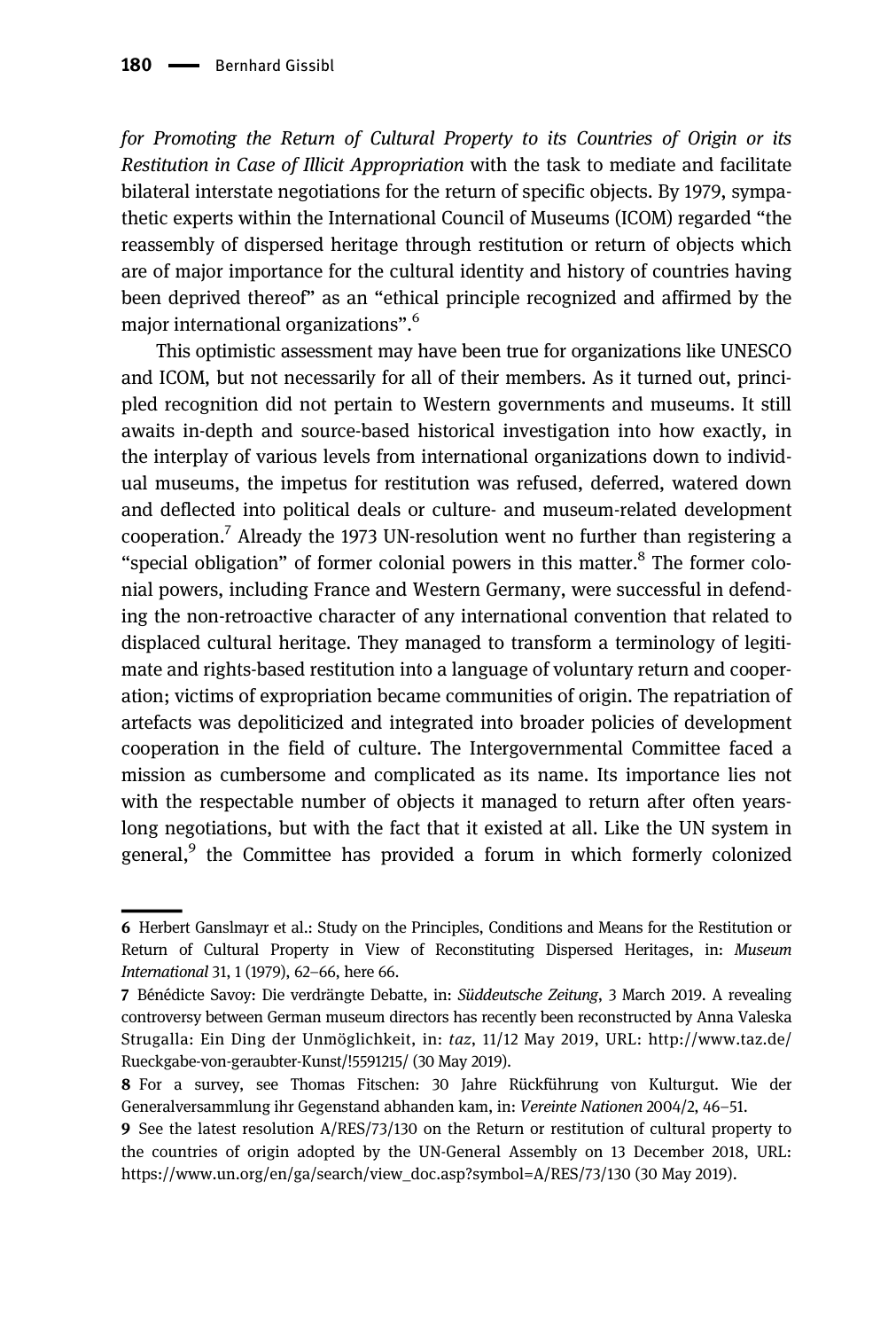*for Promoting the Return of Cultural Property to its Countries of Origin or its Restitution in Case of Illicit Appropriation* with the task to mediate and facilitate bilateral interstate negotiations for the return of specific objects. By 1979, sympathetic experts within the International Council of Museums (ICOM) regarded "the reassembly of dispersed heritage through restitution or return of objects which are of major importance for the cultural identity and history of countries having been deprived thereof" as an "ethical principle recognized and affirmed by the major international organizations".[6]

This optimistic assessment may have been true for organizations like UNESCO and ICOM, but not necessarily for all of their members. As it turned out, principled recognition did not pertain to Western governments and museums. It still awaits in-depth and source-based historical investigation into how exactly, in the interplay of various levels from international organizations down to individual museums, the impetus for restitution was refused, deferred, watered down and deflected into political deals or culture- and museum-related development cooperation.[7] Already the 1973 UN-resolution went no further than registering a "special obligation" of former colonial powers in this matter.[8] The former colonial powers, including France and Western Germany, were successful in defending the non-retroactive character of any international convention that related to displaced cultural heritage. They managed to transform a terminology of legitimate and rights-based restitution into a language of voluntary return and cooperation; victims of expropriation became communities of origin. The repatriation of artefacts was depoliticized and integrated into broader policies of development cooperation in the field of culture. The Intergovernmental Committee faced a mission as cumbersome and complicated as its name. Its importance lies not with the respectable number of objects it managed to return after often years-long negotiations, but with the fact that it existed at all. Like the UN system in general,[9] the Committee has provided a forum in which formerly colonized

---

6 Herbert Ganslmayr et al.: Study on the Principles, Conditions and Means for the Restitution or Return of Cultural Property in View of Reconstituting Dispersed Heritages, in: *Museum International* 31, 1 (1979), 62–66, here 66.

7 Bénédicte Savoy: Die verdrängte Debatte, in: *Süddeutsche Zeitung*, 3 March 2019. A revealing controversy between German museum directors has recently been reconstructed by Anna Valeska Strugalla: Ein Ding der Unmöglichkeit, in: *taz*, 11/12 May 2019, URL: http://www.taz.de/Rueckgabe-von-geraubter-Kunst/!5591215/ (30 May 2019).

8 For a survey, see Thomas Fitschen: 30 Jahre Rückführung von Kulturgut. Wie der Generalversammlung ihr Gegenstand abhanden kam, in: *Vereinte Nationen* 2004/2, 46–51.

9 See the latest resolution A/RES/73/130 on the Return or restitution of cultural property to the countries of origin adopted by the UN-General Assembly on 13 December 2018, URL: https://www.un.org/en/ga/search/view_doc.asp?symbol=A/RES/73/130 (30 May 2019).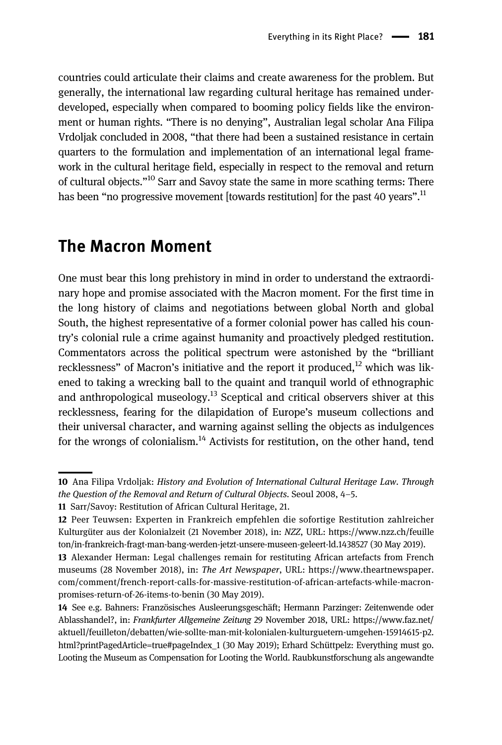countries could articulate their claims and create awareness for the problem. But generally, the international law regarding cultural heritage has remained underdeveloped, especially when compared to booming policy fields like the environment or human rights. "There is no denying", Australian legal scholar Ana Filipa Vrdoljak concluded in 2008, "that there had been a sustained resistance in certain quarters to the formulation and implementation of an international legal framework in the cultural heritage field, especially in respect to the removal and return of cultural objects."[10] Sarr and Savoy state the same in more scathing terms: There has been "no progressive movement [towards restitution] for the past 40 years".[11]

## The Macron Moment

One must bear this long prehistory in mind in order to understand the extraordinary hope and promise associated with the Macron moment. For the first time in the long history of claims and negotiations between global North and global South, the highest representative of a former colonial power has called his country's colonial rule a crime against humanity and proactively pledged restitution. Commentators across the political spectrum were astonished by the "brilliant recklessness" of Macron's initiative and the report it produced,[12] which was likened to taking a wrecking ball to the quaint and tranquil world of ethnographic and anthropological museology.[13] Sceptical and critical observers shiver at this recklessness, fearing for the dilapidation of Europe's museum collections and their universal character, and warning against selling the objects as indulgences for the wrongs of colonialism.[14] Activists for restitution, on the other hand, tend

---

10 Ana Filipa Vrdoljak: *History and Evolution of International Cultural Heritage Law. Through the Question of the Removal and Return of Cultural Objects*. Seoul 2008, 4–5.

11 Sarr/Savoy: Restitution of African Cultural Heritage, 21.

12 Peer Teuwsen: Experten in Frankreich empfehlen die sofortige Restitution zahlreicher Kulturgüter aus der Kolonialzeit (21 November 2018), in: *NZZ*, URL: https://www.nzz.ch/feuilleton/in-frankreich-fragt-man-bang-werden-jetzt-unsere-museen-geleert-ld.1438527 (30 May 2019).

13 Alexander Herman: Legal challenges remain for restituting African artefacts from French museums (28 November 2018), in: *The Art Newspaper*, URL: https://www.theartnewspaper.com/comment/french-report-calls-for-massive-restitution-of-african-artefacts-while-macron-promises-return-of-26-items-to-benin (30 May 2019).

14 See e.g. Bahners: Französisches Ausleerungsgeschäft; Hermann Parzinger: Zeitenwende oder Ablasshandel?, in: *Frankfurter Allgemeine Zeitung* 29 November 2018, URL: https://www.faz.net/aktuell/feuilleton/debatten/wie-sollte-man-mit-kolonialen-kulturguetern-umgehen-15914615-p2.html?printPagedArticle=true#pageIndex_1 (30 May 2019); Erhard Schüttpelz: Everything must go. Looting the Museum as Compensation for Looting the World. Raubkunstforschung als angewandte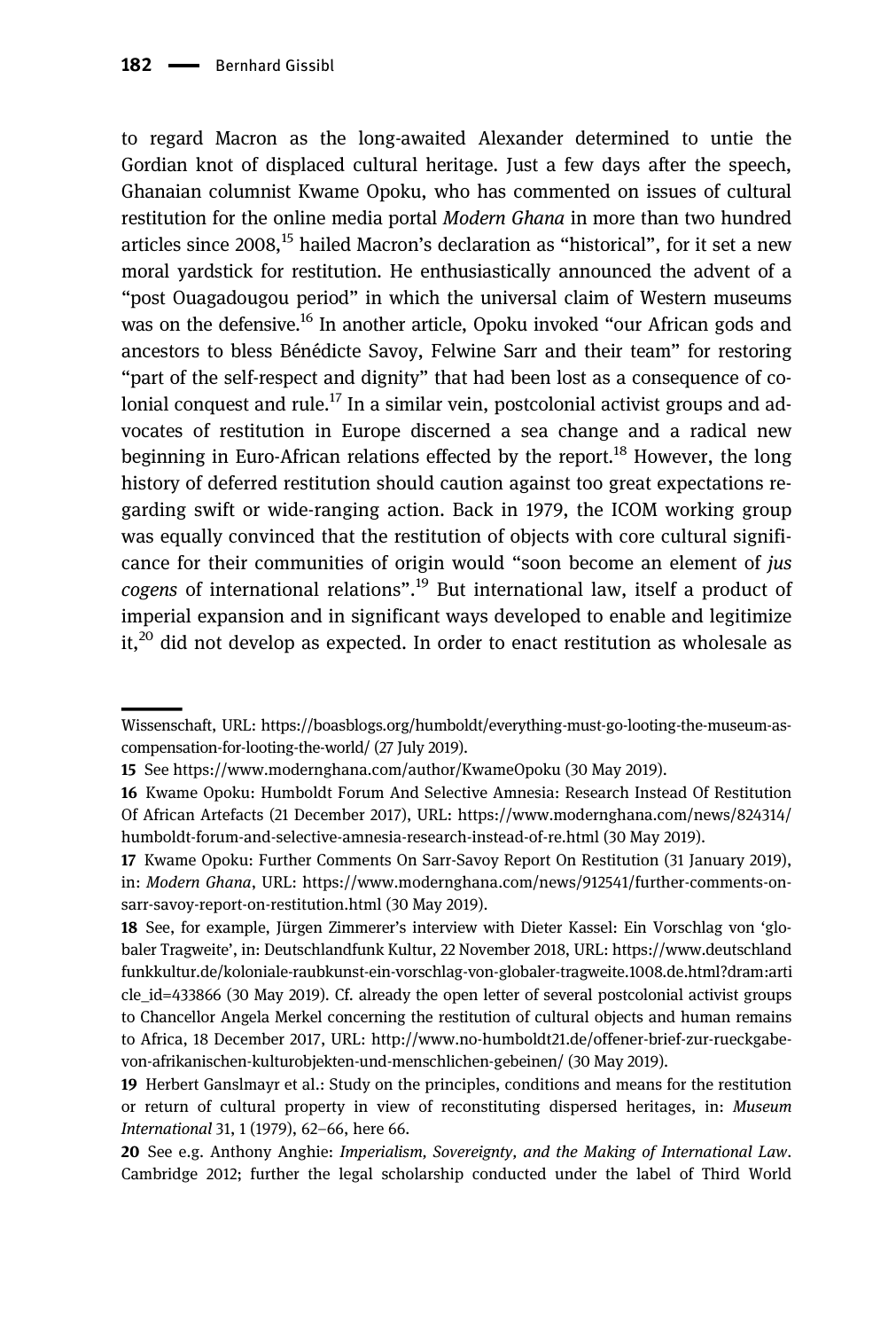to regard Macron as the long-awaited Alexander determined to untie the Gordian knot of displaced cultural heritage. Just a few days after the speech, Ghanaian columnist Kwame Opoku, who has commented on issues of cultural restitution for the online media portal *Modern Ghana* in more than two hundred articles since 2008,[15] hailed Macron's declaration as "historical", for it set a new moral yardstick for restitution. He enthusiastically announced the advent of a "post Ouagadougou period" in which the universal claim of Western museums was on the defensive.[16] In another article, Opoku invoked "our African gods and ancestors to bless Bénédicte Savoy, Felwine Sarr and their team" for restoring "part of the self-respect and dignity" that had been lost as a consequence of colonial conquest and rule.[17] In a similar vein, postcolonial activist groups and advocates of restitution in Europe discerned a sea change and a radical new beginning in Euro-African relations effected by the report.[18] However, the long history of deferred restitution should caution against too great expectations regarding swift or wide-ranging action. Back in 1979, the ICOM working group was equally convinced that the restitution of objects with core cultural significance for their communities of origin would "soon become an element of *jus cogens* of international relations".[19] But international law, itself a product of imperial expansion and in significant ways developed to enable and legitimize it,[20] did not develop as expected. In order to enact restitution as wholesale as

---

Wissenschaft, URL: https://boasblogs.org/humboldt/everything-must-go-looting-the-museum-as-compensation-for-looting-the-world/ (27 July 2019).

15 See https://www.modernghana.com/author/KwameOpoku (30 May 2019).

16 Kwame Opoku: Humboldt Forum And Selective Amnesia: Research Instead Of Restitution Of African Artefacts (21 December 2017), URL: https://www.modernghana.com/news/824314/humboldt-forum-and-selective-amnesia-research-instead-of-re.html (30 May 2019).

17 Kwame Opoku: Further Comments On Sarr-Savoy Report On Restitution (31 January 2019), in: *Modern Ghana*, URL: https://www.modernghana.com/news/912541/further-comments-on-sarr-savoy-report-on-restitution.html (30 May 2019).

18 See, for example, Jürgen Zimmerer's interview with Dieter Kassel: Ein Vorschlag von 'globaler Tragweite', in: Deutschlandfunk Kultur, 22 November 2018, URL: https://www.deutschlandfunkkultur.de/koloniale-raubkunst-ein-vorschlag-von-globaler-tragweite.1008.de.html?dram:article_id=433866 (30 May 2019). Cf. already the open letter of several postcolonial activist groups to Chancellor Angela Merkel concerning the restitution of cultural objects and human remains to Africa, 18 December 2017, URL: http://www.no-humboldt21.de/offener-brief-zur-rueckgabe-von-afrikanischen-kulturobjekten-und-menschlichen-gebeinen/ (30 May 2019).

19 Herbert Ganslmayr et al.: Study on the principles, conditions and means for the restitution or return of cultural property in view of reconstituting dispersed heritages, in: *Museum International* 31, 1 (1979), 62–66, here 66.

20 See e.g. Anthony Anghie: *Imperialism, Sovereignty, and the Making of International Law*. Cambridge 2012; further the legal scholarship conducted under the label of Third World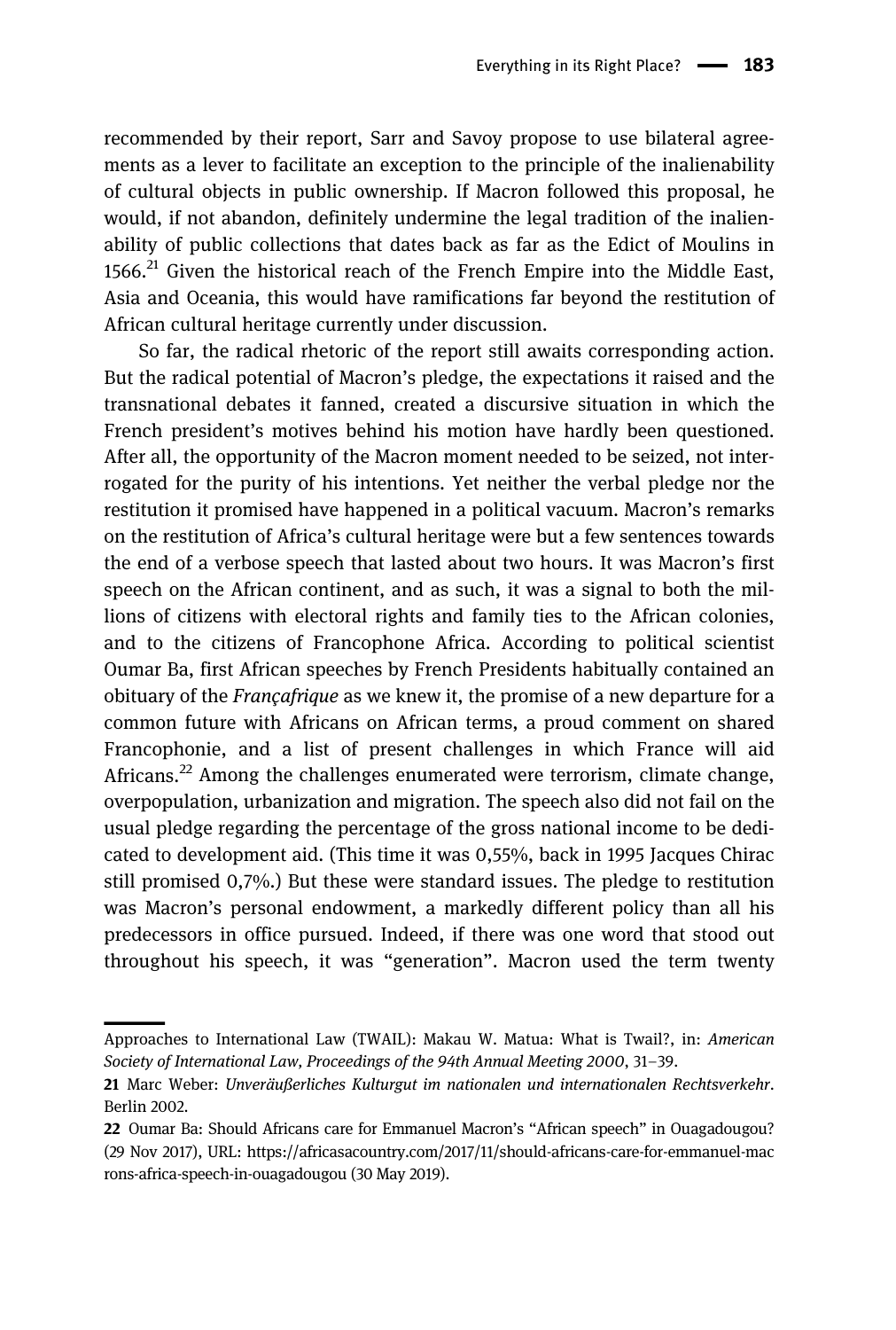recommended by their report, Sarr and Savoy propose to use bilateral agreements as a lever to facilitate an exception to the principle of the inalienability of cultural objects in public ownership. If Macron followed this proposal, he would, if not abandon, definitely undermine the legal tradition of the inalienability of public collections that dates back as far as the Edict of Moulins in 1566.[21] Given the historical reach of the French Empire into the Middle East, Asia and Oceania, this would have ramifications far beyond the restitution of African cultural heritage currently under discussion.

So far, the radical rhetoric of the report still awaits corresponding action. But the radical potential of Macron's pledge, the expectations it raised and the transnational debates it fanned, created a discursive situation in which the French president's motives behind his motion have hardly been questioned. After all, the opportunity of the Macron moment needed to be seized, not interrogated for the purity of his intentions. Yet neither the verbal pledge nor the restitution it promised have happened in a political vacuum. Macron's remarks on the restitution of Africa's cultural heritage were but a few sentences towards the end of a verbose speech that lasted about two hours. It was Macron's first speech on the African continent, and as such, it was a signal to both the millions of citizens with electoral rights and family ties to the African colonies, and to the citizens of Francophone Africa. According to political scientist Oumar Ba, first African speeches by French Presidents habitually contained an obituary of the *Françafrique* as we knew it, the promise of a new departure for a common future with Africans on African terms, a proud comment on shared Francophonie, and a list of present challenges in which France will aid Africans.[22] Among the challenges enumerated were terrorism, climate change, overpopulation, urbanization and migration. The speech also did not fail on the usual pledge regarding the percentage of the gross national income to be dedicated to development aid. (This time it was 0,55%, back in 1995 Jacques Chirac still promised 0,7%.) But these were standard issues. The pledge to restitution was Macron's personal endowment, a markedly different policy than all his predecessors in office pursued. Indeed, if there was one word that stood out throughout his speech, it was "generation". Macron used the term twenty

---

Approaches to International Law (TWAIL): Makau W. Matua: What is Twail?, in: *American Society of International Law, Proceedings of the 94th Annual Meeting 2000*, 31–39.

21 Marc Weber: *Unveräußerliches Kulturgut im nationalen und internationalen Rechtsverkehr*. Berlin 2002.

22 Oumar Ba: Should Africans care for Emmanuel Macron's "African speech" in Ouagadougou? (29 Nov 2017), URL: https://africasacountry.com/2017/11/should-africans-care-for-emmanuel-macrons-africa-speech-in-ouagadougou (30 May 2019).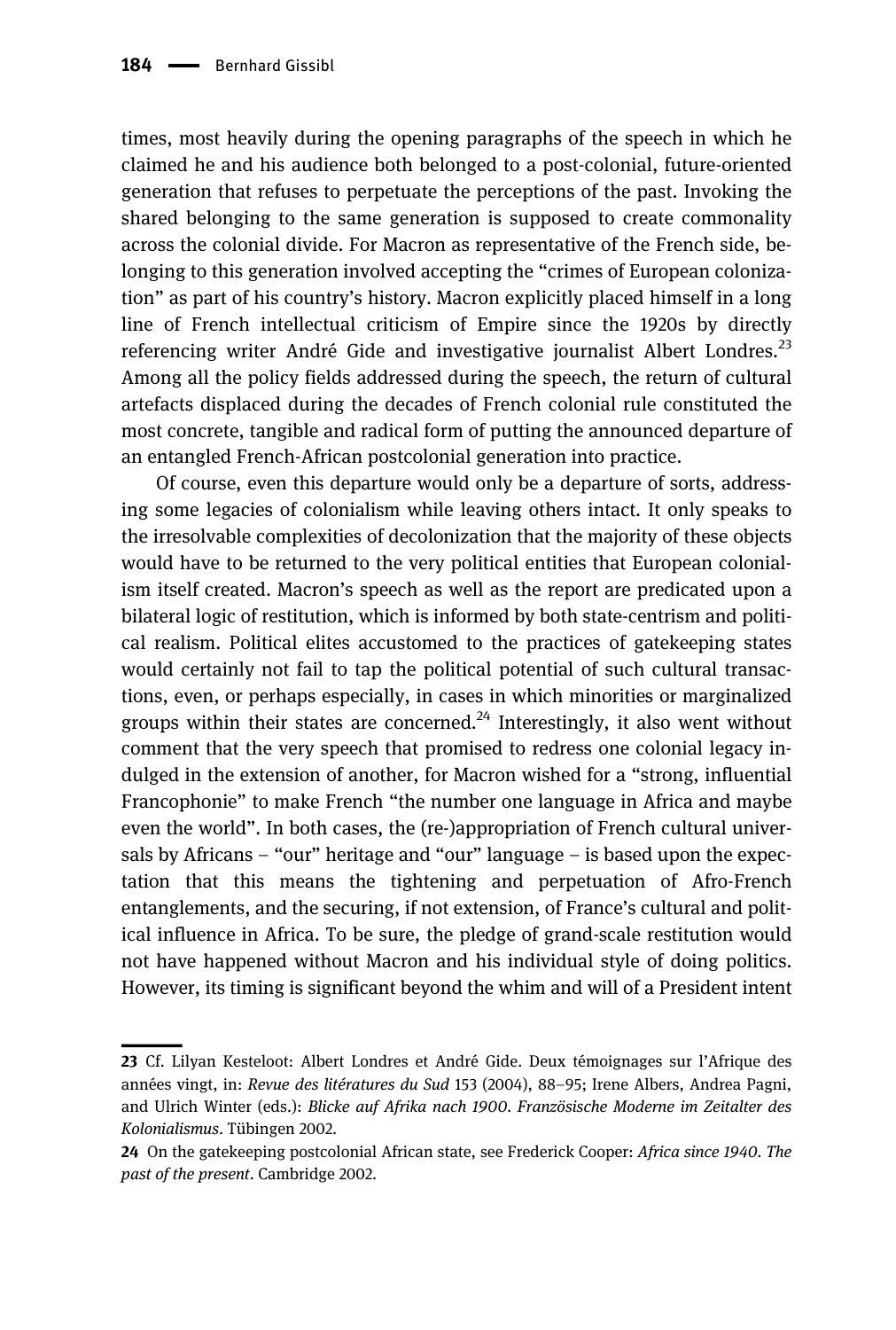times, most heavily during the opening paragraphs of the speech in which he claimed he and his audience both belonged to a post-colonial, future-oriented generation that refuses to perpetuate the perceptions of the past. Invoking the shared belonging to the same generation is supposed to create commonality across the colonial divide. For Macron as representative of the French side, belonging to this generation involved accepting the "crimes of European colonization" as part of his country's history. Macron explicitly placed himself in a long line of French intellectual criticism of Empire since the 1920s by directly referencing writer André Gide and investigative journalist Albert Londres.[23] Among all the policy fields addressed during the speech, the return of cultural artefacts displaced during the decades of French colonial rule constituted the most concrete, tangible and radical form of putting the announced departure of an entangled French-African postcolonial generation into practice.

Of course, even this departure would only be a departure of sorts, addressing some legacies of colonialism while leaving others intact. It only speaks to the irresolvable complexities of decolonization that the majority of these objects would have to be returned to the very political entities that European colonialism itself created. Macron's speech as well as the report are predicated upon a bilateral logic of restitution, which is informed by both state-centrism and political realism. Political elites accustomed to the practices of gatekeeping states would certainly not fail to tap the political potential of such cultural transactions, even, or perhaps especially, in cases in which minorities or marginalized groups within their states are concerned.[24] Interestingly, it also went without comment that the very speech that promised to redress one colonial legacy indulged in the extension of another, for Macron wished for a "strong, influential Francophonie" to make French "the number one language in Africa and maybe even the world". In both cases, the (re-)appropriation of French cultural universals by Africans – "our" heritage and "our" language – is based upon the expectation that this means the tightening and perpetuation of Afro-French entanglements, and the securing, if not extension, of France's cultural and political influence in Africa. To be sure, the pledge of grand-scale restitution would not have happened without Macron and his individual style of doing politics. However, its timing is significant beyond the whim and will of a President intent

---

**23** Cf. Lilyan Kesteloot: Albert Londres et André Gide. Deux témoignages sur l'Afrique des années vingt, in: *Revue des litératures du Sud* 153 (2004), 88–95; Irene Albers, Andrea Pagni, and Ulrich Winter (eds.): *Blicke auf Afrika nach 1900. Französische Moderne im Zeitalter des Kolonialismus*. Tübingen 2002.

**24** On the gatekeeping postcolonial African state, see Frederick Cooper: *Africa since 1940. The past of the present*. Cambridge 2002.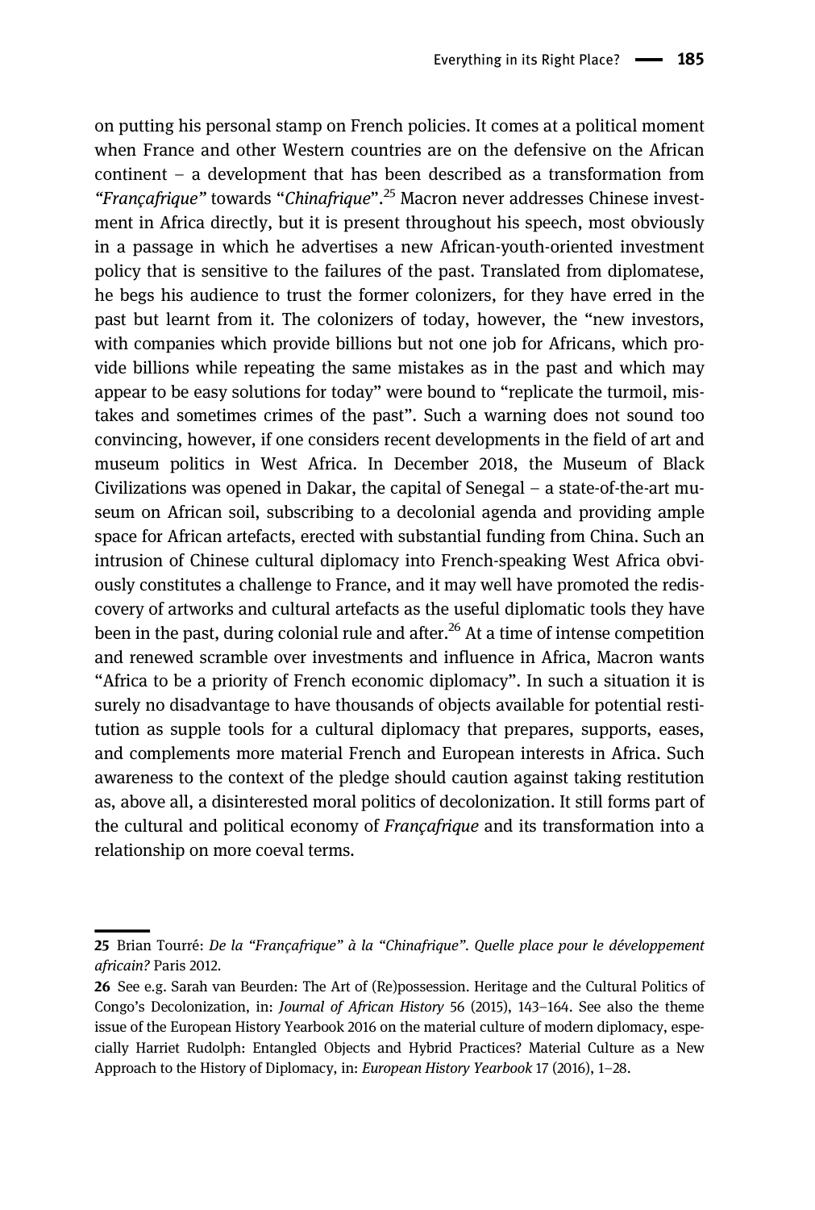on putting his personal stamp on French policies. It comes at a political moment when France and other Western countries are on the defensive on the African continent – a development that has been described as a transformation from *"Françafrique"* towards "*Chinafrique*".[25] Macron never addresses Chinese investment in Africa directly, but it is present throughout his speech, most obviously in a passage in which he advertises a new African-youth-oriented investment policy that is sensitive to the failures of the past. Translated from diplomatese, he begs his audience to trust the former colonizers, for they have erred in the past but learnt from it. The colonizers of today, however, the "new investors, with companies which provide billions but not one job for Africans, which provide billions while repeating the same mistakes as in the past and which may appear to be easy solutions for today" were bound to "replicate the turmoil, mistakes and sometimes crimes of the past". Such a warning does not sound too convincing, however, if one considers recent developments in the field of art and museum politics in West Africa. In December 2018, the Museum of Black Civilizations was opened in Dakar, the capital of Senegal – a state-of-the-art museum on African soil, subscribing to a decolonial agenda and providing ample space for African artefacts, erected with substantial funding from China. Such an intrusion of Chinese cultural diplomacy into French-speaking West Africa obviously constitutes a challenge to France, and it may well have promoted the rediscovery of artworks and cultural artefacts as the useful diplomatic tools they have been in the past, during colonial rule and after.[26] At a time of intense competition and renewed scramble over investments and influence in Africa, Macron wants "Africa to be a priority of French economic diplomacy". In such a situation it is surely no disadvantage to have thousands of objects available for potential restitution as supple tools for a cultural diplomacy that prepares, supports, eases, and complements more material French and European interests in Africa. Such awareness to the context of the pledge should caution against taking restitution as, above all, a disinterested moral politics of decolonization. It still forms part of the cultural and political economy of *Françafrique* and its transformation into a relationship on more coeval terms.

---

**25** Brian Tourré: *De la "Françafrique" à la "Chinafrique". Quelle place pour le développement africain?* Paris 2012.

**26** See e.g. Sarah van Beurden: The Art of (Re)possession. Heritage and the Cultural Politics of Congo's Decolonization, in: *Journal of African History* 56 (2015), 143–164. See also the theme issue of the European History Yearbook 2016 on the material culture of modern diplomacy, especially Harriet Rudolph: Entangled Objects and Hybrid Practices? Material Culture as a New Approach to the History of Diplomacy, in: *European History Yearbook* 17 (2016), 1–28.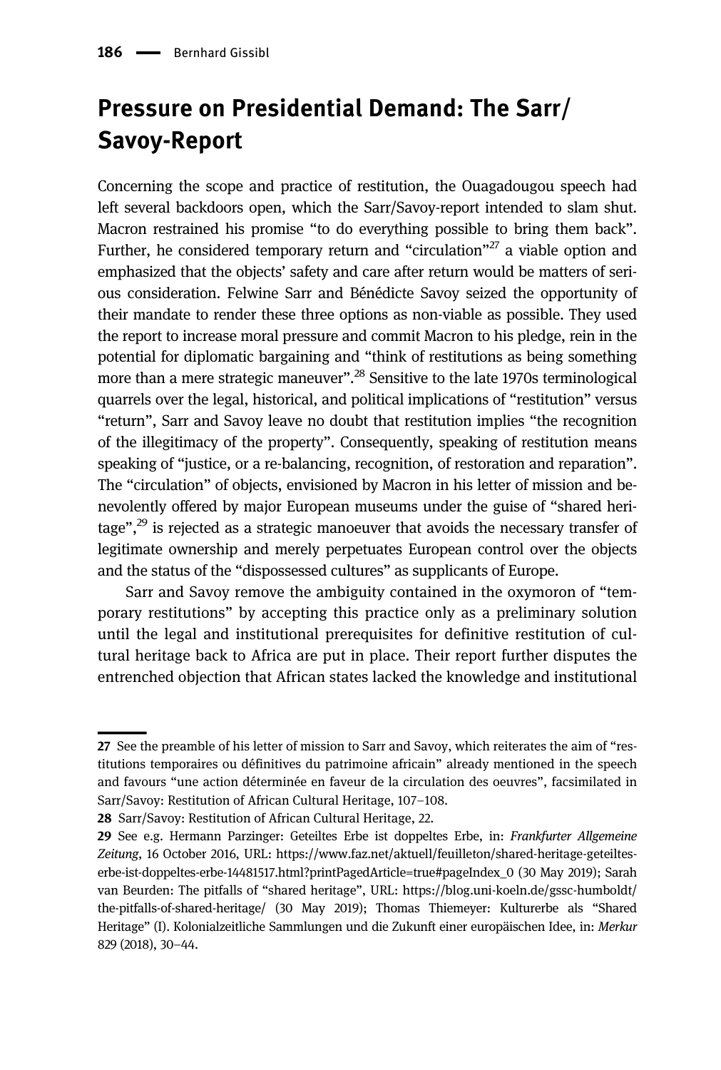## Pressure on Presidential Demand: The Sarr/Savoy-Report

Concerning the scope and practice of restitution, the Ouagadougou speech had left several backdoors open, which the Sarr/Savoy-report intended to slam shut. Macron restrained his promise "to do everything possible to bring them back". Further, he considered temporary return and "circulation"[27] a viable option and emphasized that the objects' safety and care after return would be matters of serious consideration. Felwine Sarr and Bénédicte Savoy seized the opportunity of their mandate to render these three options as non-viable as possible. They used the report to increase moral pressure and commit Macron to his pledge, rein in the potential for diplomatic bargaining and "think of restitutions as being something more than a mere strategic maneuver".[28] Sensitive to the late 1970s terminological quarrels over the legal, historical, and political implications of "restitution" versus "return", Sarr and Savoy leave no doubt that restitution implies "the recognition of the illegitimacy of the property". Consequently, speaking of restitution means speaking of "justice, or a re-balancing, recognition, of restoration and reparation". The "circulation" of objects, envisioned by Macron in his letter of mission and benevolently offered by major European museums under the guise of "shared heritage",[29] is rejected as a strategic manoeuver that avoids the necessary transfer of legitimate ownership and merely perpetuates European control over the objects and the status of the "dispossessed cultures" as supplicants of Europe.

Sarr and Savoy remove the ambiguity contained in the oxymoron of "temporary restitutions" by accepting this practice only as a preliminary solution until the legal and institutional prerequisites for definitive restitution of cultural heritage back to Africa are put in place. Their report further disputes the entrenched objection that African states lacked the knowledge and institutional

---

27 See the preamble of his letter of mission to Sarr and Savoy, which reiterates the aim of "restitutions temporaires ou définitives du patrimoine africain" already mentioned in the speech and favours "une action déterminée en faveur de la circulation des oeuvres", facsimilated in Sarr/Savoy: Restitution of African Cultural Heritage, 107–108.

28 Sarr/Savoy: Restitution of African Cultural Heritage, 22.

29 See e.g. Hermann Parzinger: Geteiltes Erbe ist doppeltes Erbe, in: *Frankfurter Allgemeine Zeitung*, 16 October 2016, URL: https://www.faz.net/aktuell/feuilleton/shared-heritage-geteiltes-erbe-ist-doppeltes-erbe-14481517.html?printPagedArticle=true#pageIndex_0 (30 May 2019); Sarah van Beurden: The pitfalls of "shared heritage", URL: https://blog.uni-koeln.de/gssc-humboldt/the-pitfalls-of-shared-heritage/ (30 May 2019); Thomas Thiemeyer: Kulturerbe als "Shared Heritage" (I). Kolonialzeitliche Sammlungen und die Zukunft einer europäischen Idee, in: *Merkur* 829 (2018), 30–44.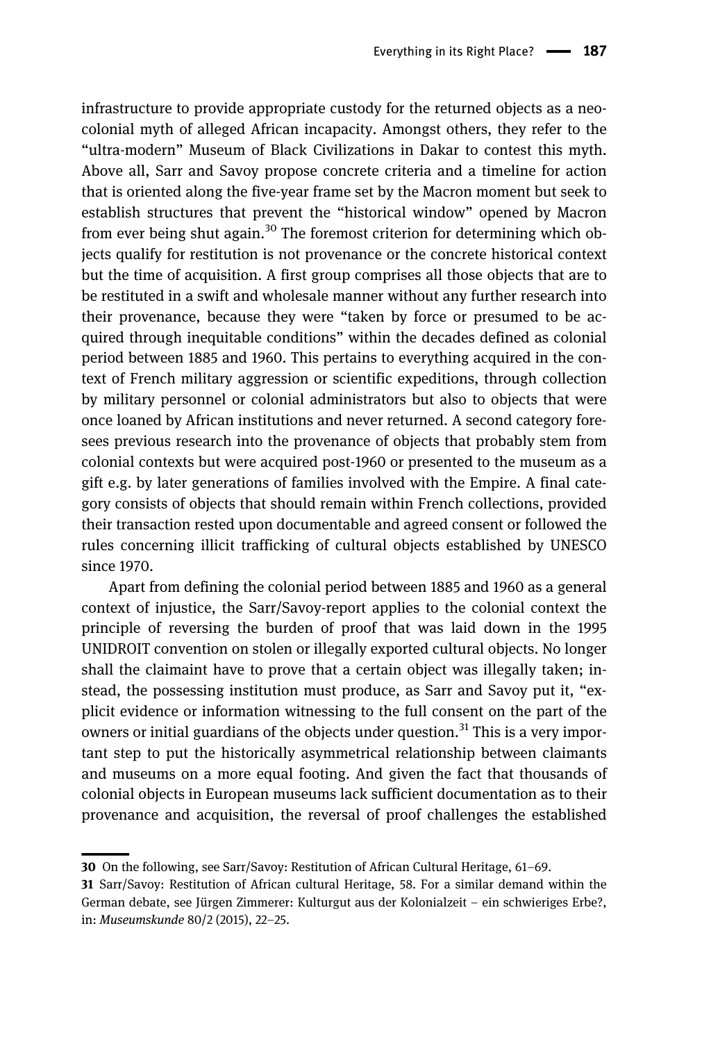infrastructure to provide appropriate custody for the returned objects as a neo-colonial myth of alleged African incapacity. Amongst others, they refer to the "ultra-modern" Museum of Black Civilizations in Dakar to contest this myth. Above all, Sarr and Savoy propose concrete criteria and a timeline for action that is oriented along the five-year frame set by the Macron moment but seek to establish structures that prevent the "historical window" opened by Macron from ever being shut again.[30] The foremost criterion for determining which objects qualify for restitution is not provenance or the concrete historical context but the time of acquisition. A first group comprises all those objects that are to be restituted in a swift and wholesale manner without any further research into their provenance, because they were "taken by force or presumed to be acquired through inequitable conditions" within the decades defined as colonial period between 1885 and 1960. This pertains to everything acquired in the context of French military aggression or scientific expeditions, through collection by military personnel or colonial administrators but also to objects that were once loaned by African institutions and never returned. A second category foresees previous research into the provenance of objects that probably stem from colonial contexts but were acquired post-1960 or presented to the museum as a gift e.g. by later generations of families involved with the Empire. A final category consists of objects that should remain within French collections, provided their transaction rested upon documentable and agreed consent or followed the rules concerning illicit trafficking of cultural objects established by UNESCO since 1970.

Apart from defining the colonial period between 1885 and 1960 as a general context of injustice, the Sarr/Savoy-report applies to the colonial context the principle of reversing the burden of proof that was laid down in the 1995 UNIDROIT convention on stolen or illegally exported cultural objects. No longer shall the claimaint have to prove that a certain object was illegally taken; instead, the possessing institution must produce, as Sarr and Savoy put it, "explicit evidence or information witnessing to the full consent on the part of the owners or initial guardians of the objects under question.[31] This is a very important step to put the historically asymmetrical relationship between claimants and museums on a more equal footing. And given the fact that thousands of colonial objects in European museums lack sufficient documentation as to their provenance and acquisition, the reversal of proof challenges the established

---

**30** On the following, see Sarr/Savoy: Restitution of African Cultural Heritage, 61–69.

**31** Sarr/Savoy: Restitution of African cultural Heritage, 58. For a similar demand within the German debate, see Jürgen Zimmerer: Kulturgut aus der Kolonialzeit – ein schwieriges Erbe?, in: *Museumskunde* 80/2 (2015), 22–25.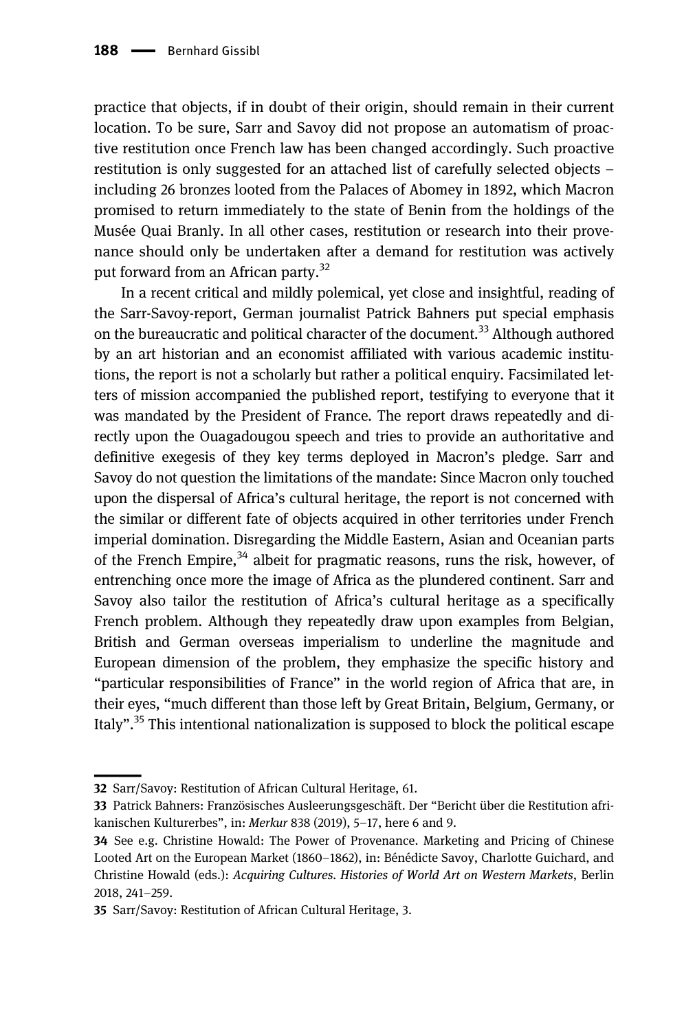practice that objects, if in doubt of their origin, should remain in their current location. To be sure, Sarr and Savoy did not propose an automatism of proactive restitution once French law has been changed accordingly. Such proactive restitution is only suggested for an attached list of carefully selected objects – including 26 bronzes looted from the Palaces of Abomey in 1892, which Macron promised to return immediately to the state of Benin from the holdings of the Musée Quai Branly. In all other cases, restitution or research into their provenance should only be undertaken after a demand for restitution was actively put forward from an African party.[32]

In a recent critical and mildly polemical, yet close and insightful, reading of the Sarr-Savoy-report, German journalist Patrick Bahners put special emphasis on the bureaucratic and political character of the document.[33] Although authored by an art historian and an economist affiliated with various academic institutions, the report is not a scholarly but rather a political enquiry. Facsimilated letters of mission accompanied the published report, testifying to everyone that it was mandated by the President of France. The report draws repeatedly and directly upon the Ouagadougou speech and tries to provide an authoritative and definitive exegesis of they key terms deployed in Macron's pledge. Sarr and Savoy do not question the limitations of the mandate: Since Macron only touched upon the dispersal of Africa's cultural heritage, the report is not concerned with the similar or different fate of objects acquired in other territories under French imperial domination. Disregarding the Middle Eastern, Asian and Oceanian parts of the French Empire,[34] albeit for pragmatic reasons, runs the risk, however, of entrenching once more the image of Africa as the plundered continent. Sarr and Savoy also tailor the restitution of Africa's cultural heritage as a specifically French problem. Although they repeatedly draw upon examples from Belgian, British and German overseas imperialism to underline the magnitude and European dimension of the problem, they emphasize the specific history and "particular responsibilities of France" in the world region of Africa that are, in their eyes, "much different than those left by Great Britain, Belgium, Germany, or Italy".[35] This intentional nationalization is supposed to block the political escape

---

32 Sarr/Savoy: Restitution of African Cultural Heritage, 61.

33 Patrick Bahners: Französisches Ausleerungsgeschäft. Der "Bericht über die Restitution afrikanischen Kulturerbes", in: *Merkur* 838 (2019), 5–17, here 6 and 9.

34 See e.g. Christine Howald: The Power of Provenance. Marketing and Pricing of Chinese Looted Art on the European Market (1860–1862), in: Bénédicte Savoy, Charlotte Guichard, and Christine Howald (eds.): *Acquiring Cultures. Histories of World Art on Western Markets*, Berlin 2018, 241–259.

35 Sarr/Savoy: Restitution of African Cultural Heritage, 3.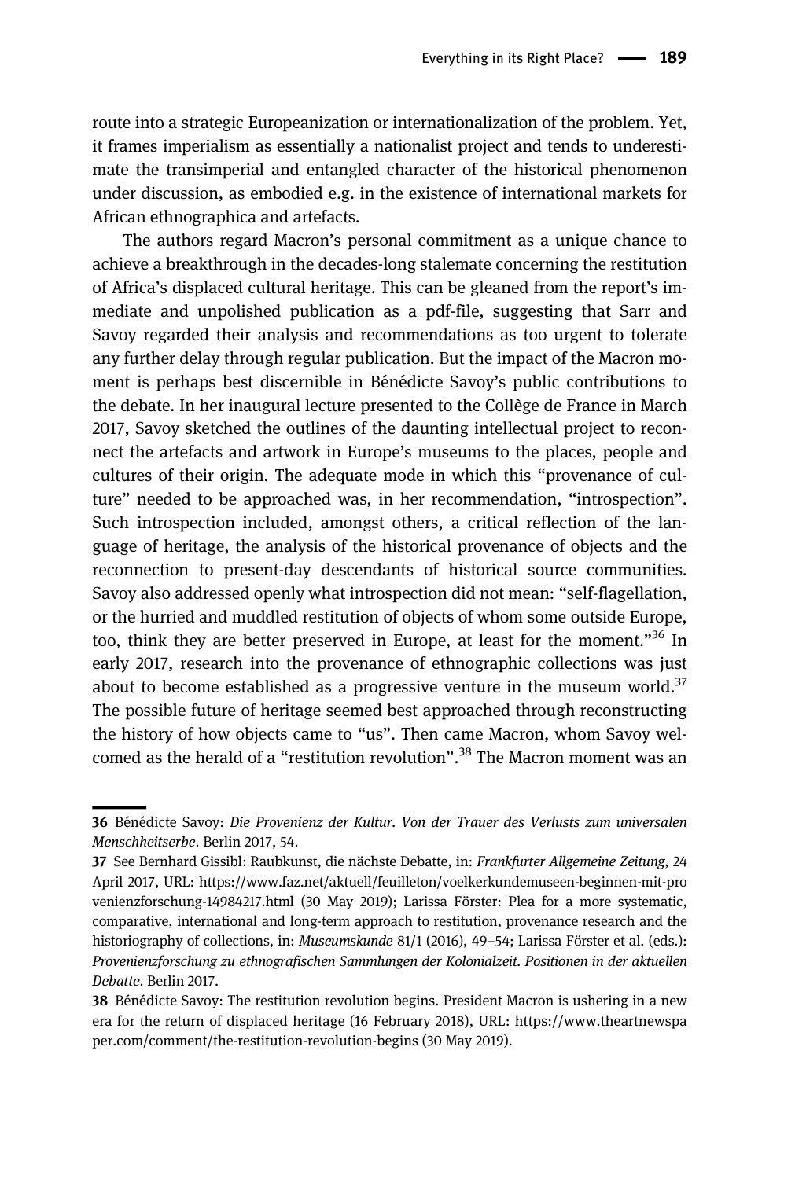route into a strategic Europeanization or internationalization of the problem. Yet, it frames imperialism as essentially a nationalist project and tends to underestimate the transimperial and entangled character of the historical phenomenon under discussion, as embodied e.g. in the existence of international markets for African ethnographica and artefacts.

The authors regard Macron's personal commitment as a unique chance to achieve a breakthrough in the decades-long stalemate concerning the restitution of Africa's displaced cultural heritage. This can be gleaned from the report's immediate and unpolished publication as a pdf-file, suggesting that Sarr and Savoy regarded their analysis and recommendations as too urgent to tolerate any further delay through regular publication. But the impact of the Macron moment is perhaps best discernible in Bénédicte Savoy's public contributions to the debate. In her inaugural lecture presented to the Collège de France in March 2017, Savoy sketched the outlines of the daunting intellectual project to reconnect the artefacts and artwork in Europe's museums to the places, people and cultures of their origin. The adequate mode in which this "provenance of culture" needed to be approached was, in her recommendation, "introspection". Such introspection included, amongst others, a critical reflection of the language of heritage, the analysis of the historical provenance of objects and the reconnection to present-day descendants of historical source communities. Savoy also addressed openly what introspection did not mean: "self-flagellation, or the hurried and muddled restitution of objects of whom some outside Europe, too, think they are better preserved in Europe, at least for the moment."[36] In early 2017, research into the provenance of ethnographic collections was just about to become established as a progressive venture in the museum world.[37] The possible future of heritage seemed best approached through reconstructing the history of how objects came to "us". Then came Macron, whom Savoy welcomed as the herald of a "restitution revolution".[38] The Macron moment was an

---

36 Bénédicte Savoy: *Die Provenienz der Kultur. Von der Trauer des Verlusts zum universalen Menschheitserbe*. Berlin 2017, 54.

37 See Bernhard Gissibl: Raubkunst, die nächste Debatte, in: *Frankfurter Allgemeine Zeitung*, 24 April 2017, URL: https://www.faz.net/aktuell/feuilleton/voelkerkundemuseen-beginnen-mit-provenienzforschung-14984217.html (30 May 2019); Larissa Förster: Plea for a more systematic, comparative, international and long-term approach to restitution, provenance research and the historiography of collections, in: *Museumskunde* 81/1 (2016), 49–54; Larissa Förster et al. (eds.): *Provenienzforschung zu ethnografischen Sammlungen der Kolonialzeit. Positionen in der aktuellen Debatte*. Berlin 2017.

38 Bénédicte Savoy: The restitution revolution begins. President Macron is ushering in a new era for the return of displaced heritage (16 February 2018), URL: https://www.theartnewspaper.com/comment/the-restitution-revolution-begins (30 May 2019).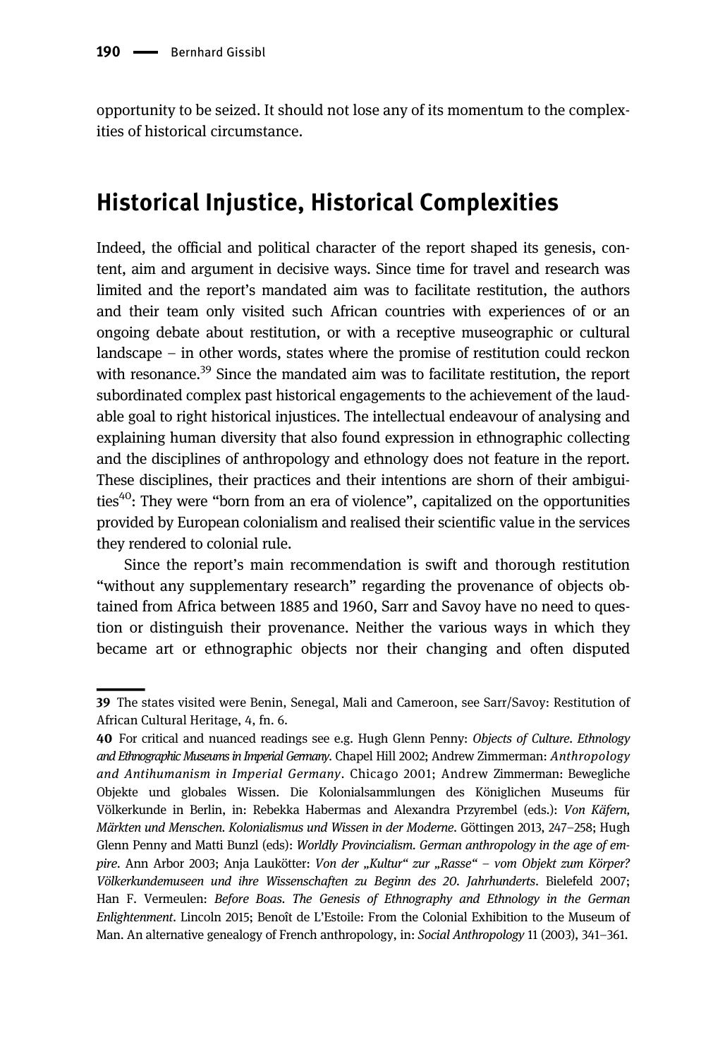opportunity to be seized. It should not lose any of its momentum to the complexities of historical circumstance.

## Historical Injustice, Historical Complexities

Indeed, the official and political character of the report shaped its genesis, content, aim and argument in decisive ways. Since time for travel and research was limited and the report's mandated aim was to facilitate restitution, the authors and their team only visited such African countries with experiences of or an ongoing debate about restitution, or with a receptive museographic or cultural landscape – in other words, states where the promise of restitution could reckon with resonance.[39] Since the mandated aim was to facilitate restitution, the report subordinated complex past historical engagements to the achievement of the laudable goal to right historical injustices. The intellectual endeavour of analysing and explaining human diversity that also found expression in ethnographic collecting and the disciplines of anthropology and ethnology does not feature in the report. These disciplines, their practices and their intentions are shorn of their ambiguities[40]: They were "born from an era of violence", capitalized on the opportunities provided by European colonialism and realised their scientific value in the services they rendered to colonial rule.

Since the report's main recommendation is swift and thorough restitution "without any supplementary research" regarding the provenance of objects obtained from Africa between 1885 and 1960, Sarr and Savoy have no need to question or distinguish their provenance. Neither the various ways in which they became art or ethnographic objects nor their changing and often disputed

---

**39** The states visited were Benin, Senegal, Mali and Cameroon, see Sarr/Savoy: Restitution of African Cultural Heritage, 4, fn. 6.

**40** For critical and nuanced readings see e.g. Hugh Glenn Penny: *Objects of Culture. Ethnology and Ethnographic Museums in Imperial Germany*. Chapel Hill 2002; Andrew Zimmerman: *Anthropology and Antihumanism in Imperial Germany*. Chicago 2001; Andrew Zimmerman: Bewegliche Objekte und globales Wissen. Die Kolonialsammlungen des Königlichen Museums für Völkerkunde in Berlin, in: Rebekka Habermas and Alexandra Przyrembel (eds.): *Von Käfern, Märkten und Menschen. Kolonialismus und Wissen in der Moderne*. Göttingen 2013, 247–258; Hugh Glenn Penny and Matti Bunzl (eds): *Worldly Provincialism. German anthropology in the age of empire*. Ann Arbor 2003; Anja Laukötter: *Von der „Kultur" zur „Rasse" – vom Objekt zum Körper? Völkerkundemuseen und ihre Wissenschaften zu Beginn des 20. Jahrhunderts*. Bielefeld 2007; Han F. Vermeulen: *Before Boas. The Genesis of Ethnography and Ethnology in the German Enlightenment*. Lincoln 2015; Benoît de L'Estoile: From the Colonial Exhibition to the Museum of Man. An alternative genealogy of French anthropology, in: *Social Anthropology* 11 (2003), 341–361.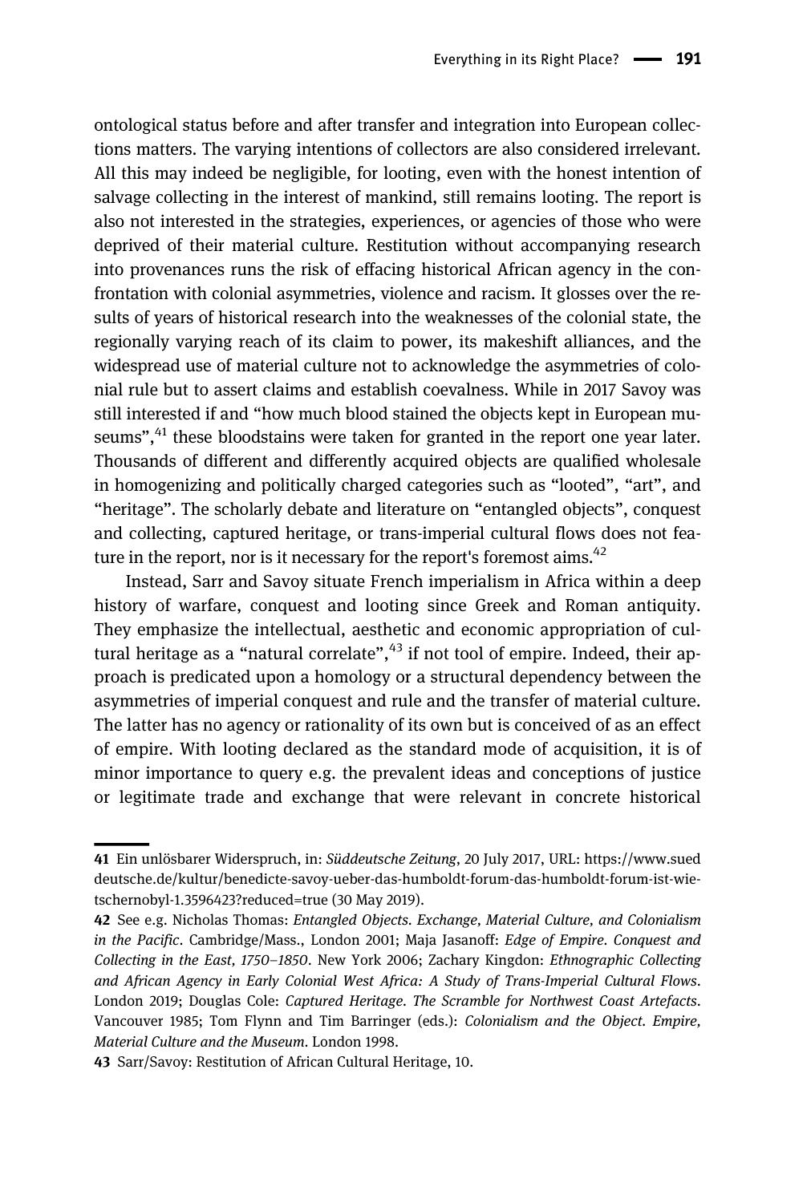ontological status before and after transfer and integration into European collections matters. The varying intentions of collectors are also considered irrelevant. All this may indeed be negligible, for looting, even with the honest intention of salvage collecting in the interest of mankind, still remains looting. The report is also not interested in the strategies, experiences, or agencies of those who were deprived of their material culture. Restitution without accompanying research into provenances runs the risk of effacing historical African agency in the confrontation with colonial asymmetries, violence and racism. It glosses over the results of years of historical research into the weaknesses of the colonial state, the regionally varying reach of its claim to power, its makeshift alliances, and the widespread use of material culture not to acknowledge the asymmetries of colonial rule but to assert claims and establish coevalness. While in 2017 Savoy was still interested if and "how much blood stained the objects kept in European museums",[41] these bloodstains were taken for granted in the report one year later. Thousands of different and differently acquired objects are qualified wholesale in homogenizing and politically charged categories such as "looted", "art", and "heritage". The scholarly debate and literature on "entangled objects", conquest and collecting, captured heritage, or trans-imperial cultural flows does not feature in the report, nor is it necessary for the report's foremost aims.[42]

Instead, Sarr and Savoy situate French imperialism in Africa within a deep history of warfare, conquest and looting since Greek and Roman antiquity. They emphasize the intellectual, aesthetic and economic appropriation of cultural heritage as a "natural correlate",[43] if not tool of empire. Indeed, their approach is predicated upon a homology or a structural dependency between the asymmetries of imperial conquest and rule and the transfer of material culture. The latter has no agency or rationality of its own but is conceived of as an effect of empire. With looting declared as the standard mode of acquisition, it is of minor importance to query e.g. the prevalent ideas and conceptions of justice or legitimate trade and exchange that were relevant in concrete historical

---

**41** Ein unlösbarer Widerspruch, in: *Süddeutsche Zeitung*, 20 July 2017, URL: https://www.sueddeutsche.de/kultur/benedicte-savoy-ueber-das-humboldt-forum-das-humboldt-forum-ist-wie-tschernobyl-1.3596423?reduced=true (30 May 2019).

**42** See e.g. Nicholas Thomas: *Entangled Objects. Exchange, Material Culture, and Colonialism in the Pacific*. Cambridge/Mass., London 2001; Maja Jasanoff: *Edge of Empire. Conquest and Collecting in the East, 1750–1850*. New York 2006; Zachary Kingdon: *Ethnographic Collecting and African Agency in Early Colonial West Africa: A Study of Trans-Imperial Cultural Flows*. London 2019; Douglas Cole: *Captured Heritage. The Scramble for Northwest Coast Artefacts*. Vancouver 1985; Tom Flynn and Tim Barringer (eds.): *Colonialism and the Object. Empire, Material Culture and the Museum*. London 1998.

**43** Sarr/Savoy: Restitution of African Cultural Heritage, 10.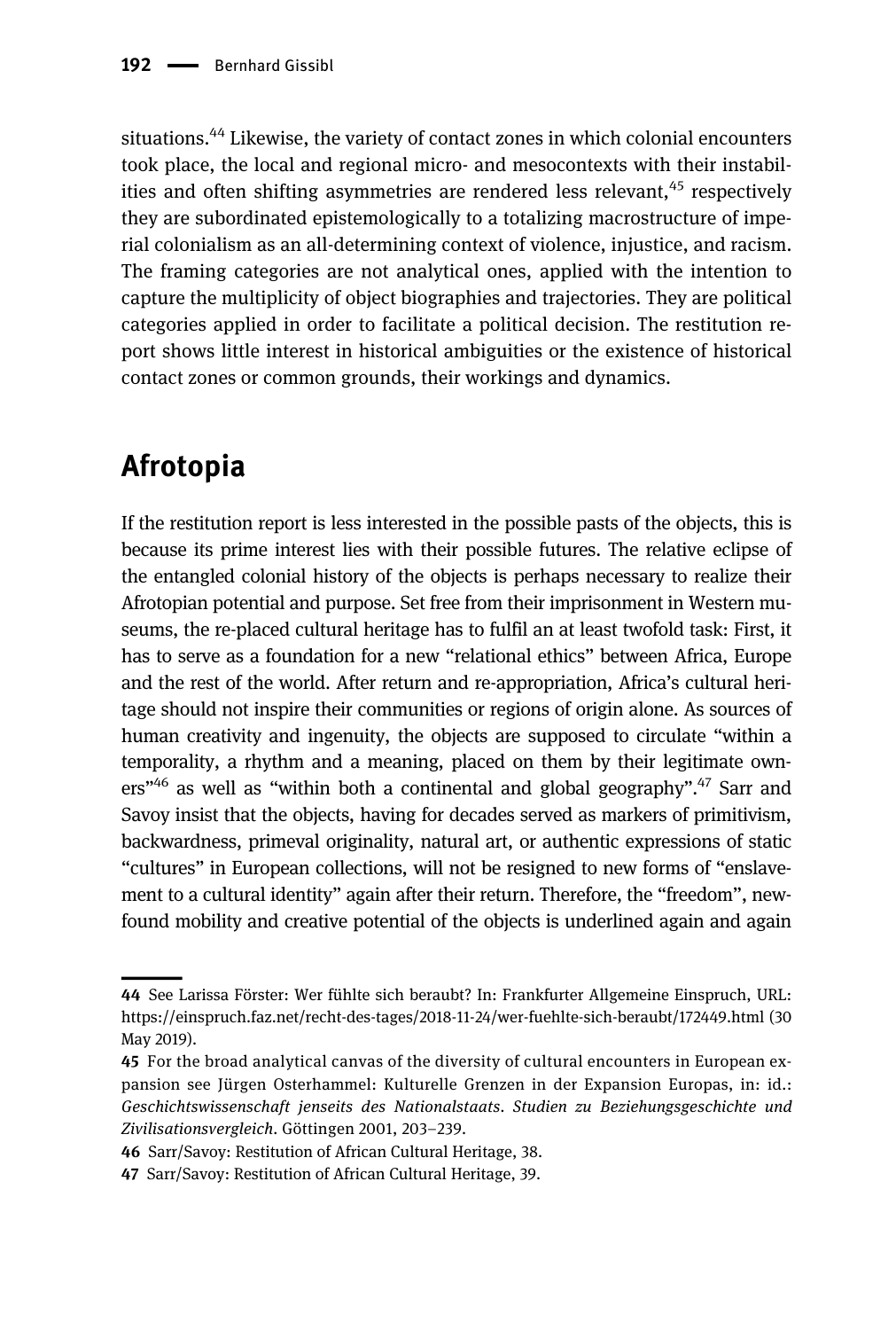situations.[44] Likewise, the variety of contact zones in which colonial encounters took place, the local and regional micro- and mesocontexts with their instabilities and often shifting asymmetries are rendered less relevant,[45] respectively they are subordinated epistemologically to a totalizing macrostructure of imperial colonialism as an all-determining context of violence, injustice, and racism. The framing categories are not analytical ones, applied with the intention to capture the multiplicity of object biographies and trajectories. They are political categories applied in order to facilitate a political decision. The restitution report shows little interest in historical ambiguities or the existence of historical contact zones or common grounds, their workings and dynamics.

## Afrotopia

If the restitution report is less interested in the possible pasts of the objects, this is because its prime interest lies with their possible futures. The relative eclipse of the entangled colonial history of the objects is perhaps necessary to realize their Afrotopian potential and purpose. Set free from their imprisonment in Western museums, the re-placed cultural heritage has to fulfil an at least twofold task: First, it has to serve as a foundation for a new "relational ethics" between Africa, Europe and the rest of the world. After return and re-appropriation, Africa's cultural heritage should not inspire their communities or regions of origin alone. As sources of human creativity and ingenuity, the objects are supposed to circulate "within a temporality, a rhythm and a meaning, placed on them by their legitimate owners"[46] as well as "within both a continental and global geography".[47] Sarr and Savoy insist that the objects, having for decades served as markers of primitivism, backwardness, primeval originality, natural art, or authentic expressions of static "cultures" in European collections, will not be resigned to new forms of "enslavement to a cultural identity" again after their return. Therefore, the "freedom", newfound mobility and creative potential of the objects is underlined again and again

---

44 See Larissa Förster: Wer fühlte sich beraubt? In: Frankfurter Allgemeine Einspruch, URL: https://einspruch.faz.net/recht-des-tages/2018-11-24/wer-fuehlte-sich-beraubt/172449.html (30 May 2019).

45 For the broad analytical canvas of the diversity of cultural encounters in European expansion see Jürgen Osterhammel: Kulturelle Grenzen in der Expansion Europas, in: id.: *Geschichtswissenschaft jenseits des Nationalstaats. Studien zu Beziehungsgeschichte und Zivilisationsvergleich*. Göttingen 2001, 203–239.

46 Sarr/Savoy: Restitution of African Cultural Heritage, 38.

47 Sarr/Savoy: Restitution of African Cultural Heritage, 39.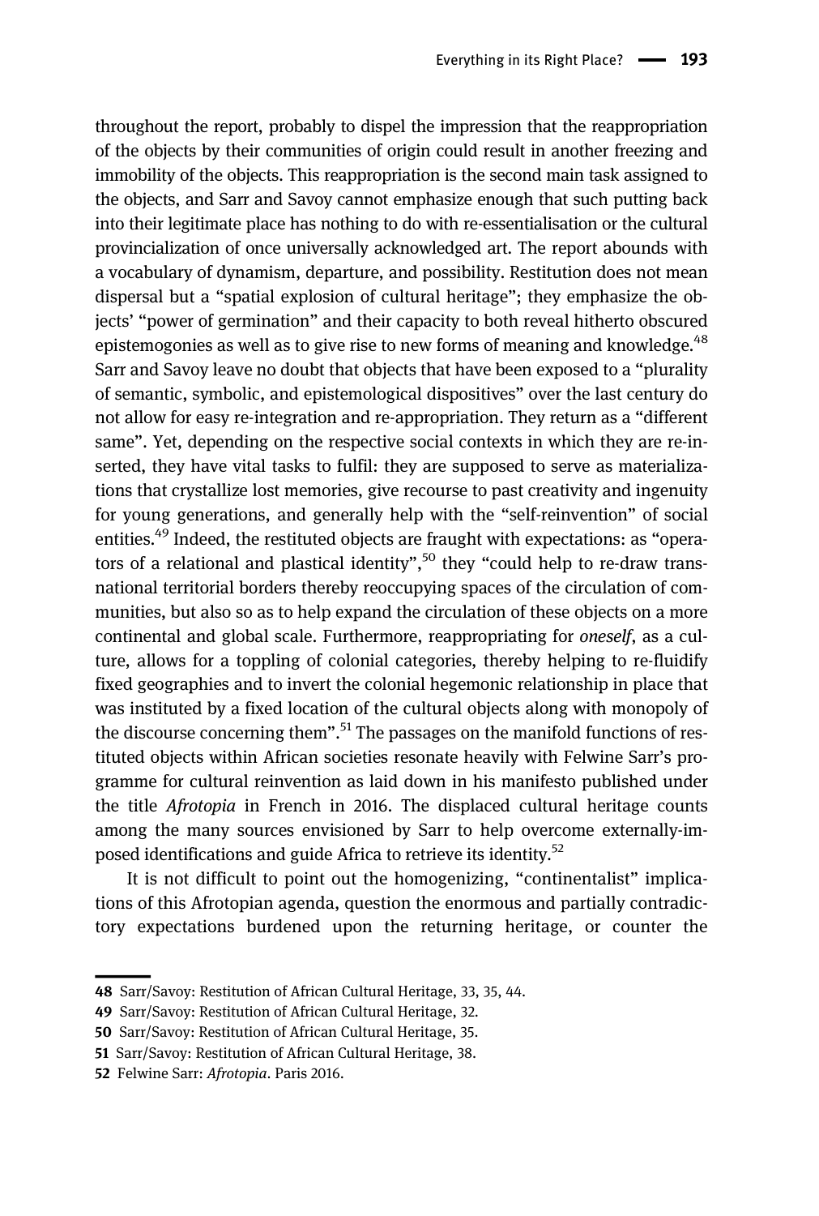throughout the report, probably to dispel the impression that the reappropriation of the objects by their communities of origin could result in another freezing and immobility of the objects. This reappropriation is the second main task assigned to the objects, and Sarr and Savoy cannot emphasize enough that such putting back into their legitimate place has nothing to do with re-essentialisation or the cultural provincialization of once universally acknowledged art. The report abounds with a vocabulary of dynamism, departure, and possibility. Restitution does not mean dispersal but a "spatial explosion of cultural heritage"; they emphasize the objects' "power of germination" and their capacity to both reveal hitherto obscured epistemogonies as well as to give rise to new forms of meaning and knowledge.[48] Sarr and Savoy leave no doubt that objects that have been exposed to a "plurality of semantic, symbolic, and epistemological dispositives" over the last century do not allow for easy re-integration and re-appropriation. They return as a "different same". Yet, depending on the respective social contexts in which they are re-inserted, they have vital tasks to fulfil: they are supposed to serve as materializations that crystallize lost memories, give recourse to past creativity and ingenuity for young generations, and generally help with the "self-reinvention" of social entities.[49] Indeed, the restituted objects are fraught with expectations: as "operators of a relational and plastical identity",[50] they "could help to re-draw transnational territorial borders thereby reoccupying spaces of the circulation of communities, but also so as to help expand the circulation of these objects on a more continental and global scale. Furthermore, reappropriating for *oneself*, as a culture, allows for a toppling of colonial categories, thereby helping to re-fluidify fixed geographies and to invert the colonial hegemonic relationship in place that was instituted by a fixed location of the cultural objects along with monopoly of the discourse concerning them".[51] The passages on the manifold functions of restituted objects within African societies resonate heavily with Felwine Sarr's programme for cultural reinvention as laid down in his manifesto published under the title *Afrotopia* in French in 2016. The displaced cultural heritage counts among the many sources envisioned by Sarr to help overcome externally-imposed identifications and guide Africa to retrieve its identity.[52]

It is not difficult to point out the homogenizing, "continentalist" implications of this Afrotopian agenda, question the enormous and partially contradictory expectations burdened upon the returning heritage, or counter the

---

**48** Sarr/Savoy: Restitution of African Cultural Heritage, 33, 35, 44.

**49** Sarr/Savoy: Restitution of African Cultural Heritage, 32.

**50** Sarr/Savoy: Restitution of African Cultural Heritage, 35.

**51** Sarr/Savoy: Restitution of African Cultural Heritage, 38.

**52** Felwine Sarr: *Afrotopia*. Paris 2016.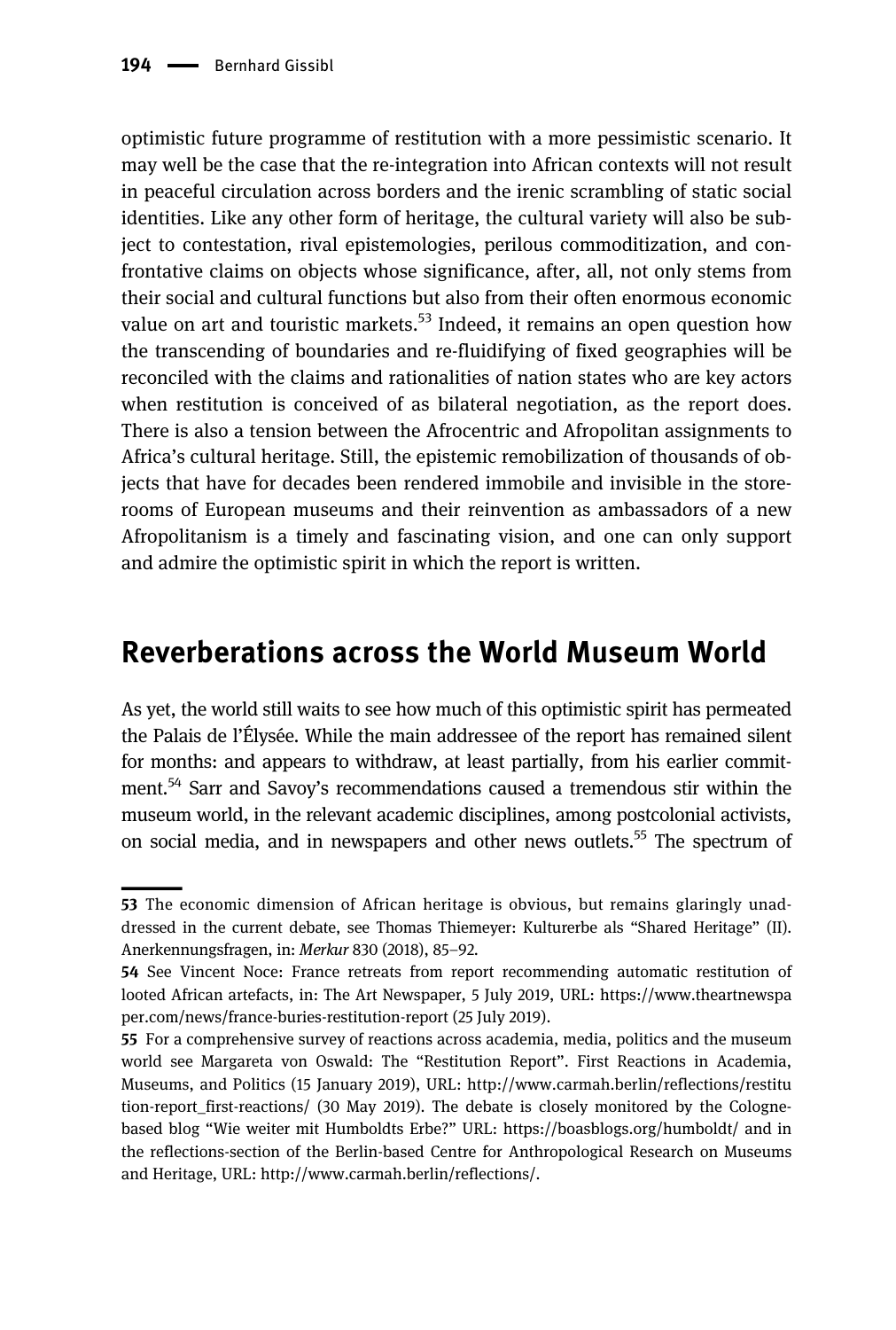optimistic future programme of restitution with a more pessimistic scenario. It may well be the case that the re-integration into African contexts will not result in peaceful circulation across borders and the irenic scrambling of static social identities. Like any other form of heritage, the cultural variety will also be subject to contestation, rival epistemologies, perilous commoditization, and confrontative claims on objects whose significance, after, all, not only stems from their social and cultural functions but also from their often enormous economic value on art and touristic markets.[53] Indeed, it remains an open question how the transcending of boundaries and re-fluidifying of fixed geographies will be reconciled with the claims and rationalities of nation states who are key actors when restitution is conceived of as bilateral negotiation, as the report does. There is also a tension between the Afrocentric and Afropolitan assignments to Africa's cultural heritage. Still, the epistemic remobilization of thousands of objects that have for decades been rendered immobile and invisible in the storerooms of European museums and their reinvention as ambassadors of a new Afropolitanism is a timely and fascinating vision, and one can only support and admire the optimistic spirit in which the report is written.

## Reverberations across the World Museum World

As yet, the world still waits to see how much of this optimistic spirit has permeated the Palais de l'Élysée. While the main addressee of the report has remained silent for months: and appears to withdraw, at least partially, from his earlier commitment.[54] Sarr and Savoy's recommendations caused a tremendous stir within the museum world, in the relevant academic disciplines, among postcolonial activists, on social media, and in newspapers and other news outlets.[55] The spectrum of

---

**53** The economic dimension of African heritage is obvious, but remains glaringly unaddressed in the current debate, see Thomas Thiemeyer: Kulturerbe als "Shared Heritage" (II). Anerkennungsfragen, in: *Merkur* 830 (2018), 85–92.

**54** See Vincent Noce: France retreats from report recommending automatic restitution of looted African artefacts, in: The Art Newspaper, 5 July 2019, URL: https://www.theartnewspaper.com/news/france-buries-restitution-report (25 July 2019).

**55** For a comprehensive survey of reactions across academia, media, politics and the museum world see Margareta von Oswald: The "Restitution Report". First Reactions in Academia, Museums, and Politics (15 January 2019), URL: http://www.carmah.berlin/reflections/restitution-report_first-reactions/ (30 May 2019). The debate is closely monitored by the Cologne-based blog "Wie weiter mit Humboldts Erbe?" URL: https://boasblogs.org/humboldt/ and in the reflections-section of the Berlin-based Centre for Anthropological Research on Museums and Heritage, URL: http://www.carmah.berlin/reflections/.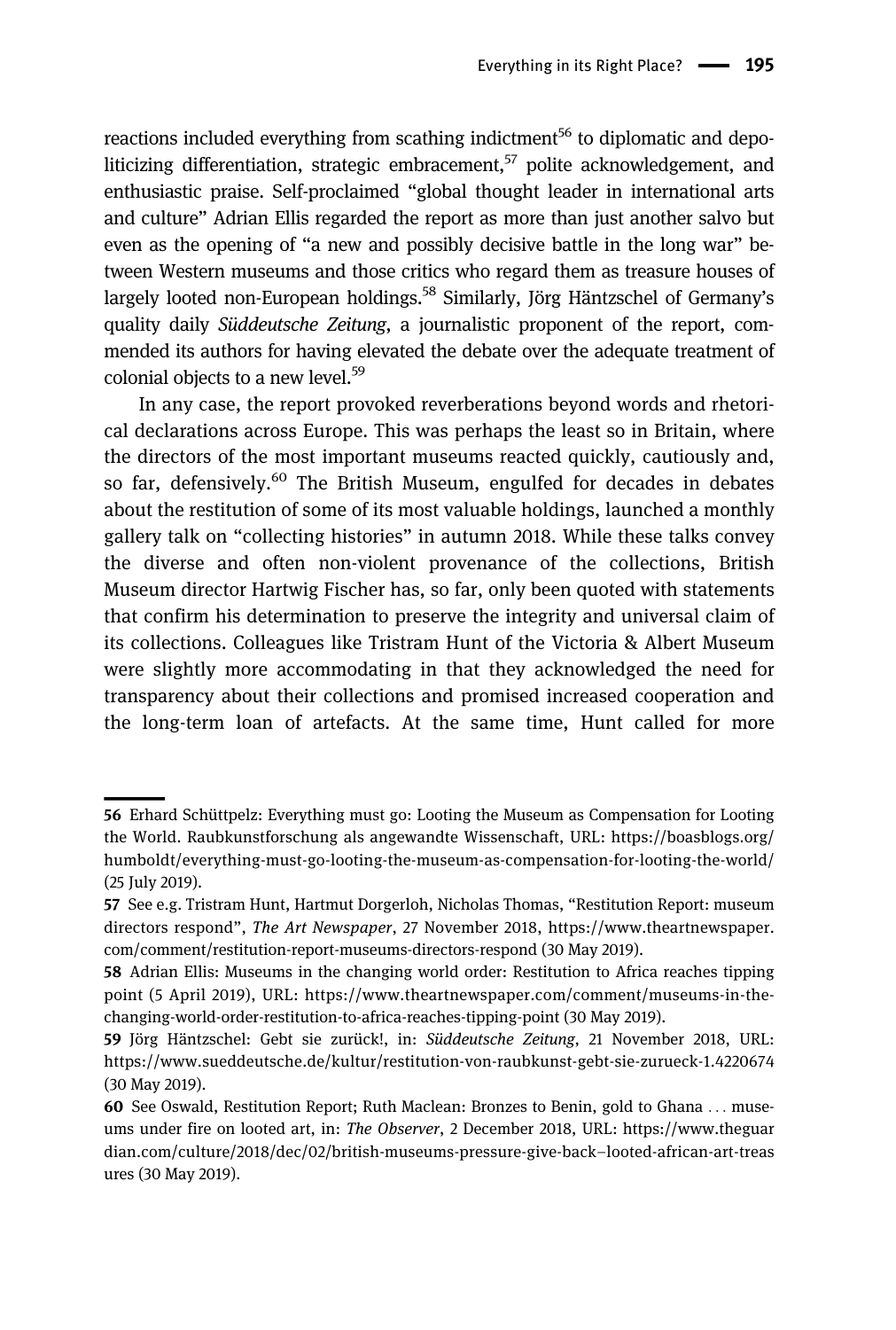reactions included everything from scathing indictment[56] to diplomatic and depoliticizing differentiation, strategic embracement,[57] polite acknowledgement, and enthusiastic praise. Self-proclaimed "global thought leader in international arts and culture" Adrian Ellis regarded the report as more than just another salvo but even as the opening of "a new and possibly decisive battle in the long war" between Western museums and those critics who regard them as treasure houses of largely looted non-European holdings.[58] Similarly, Jörg Häntzschel of Germany's quality daily *Süddeutsche Zeitung*, a journalistic proponent of the report, commended its authors for having elevated the debate over the adequate treatment of colonial objects to a new level.[59]

In any case, the report provoked reverberations beyond words and rhetorical declarations across Europe. This was perhaps the least so in Britain, where the directors of the most important museums reacted quickly, cautiously and, so far, defensively.[60] The British Museum, engulfed for decades in debates about the restitution of some of its most valuable holdings, launched a monthly gallery talk on "collecting histories" in autumn 2018. While these talks convey the diverse and often non-violent provenance of the collections, British Museum director Hartwig Fischer has, so far, only been quoted with statements that confirm his determination to preserve the integrity and universal claim of its collections. Colleagues like Tristram Hunt of the Victoria & Albert Museum were slightly more accommodating in that they acknowledged the need for transparency about their collections and promised increased cooperation and the long-term loan of artefacts. At the same time, Hunt called for more

---

**56** Erhard Schüttpelz: Everything must go: Looting the Museum as Compensation for Looting the World. Raubkunstforschung als angewandte Wissenschaft, URL: https://boasblogs.org/humboldt/everything-must-go-looting-the-museum-as-compensation-for-looting-the-world/ (25 July 2019).

**57** See e.g. Tristram Hunt, Hartmut Dorgerloh, Nicholas Thomas, "Restitution Report: museum directors respond", *The Art Newspaper*, 27 November 2018, https://www.theartnewspaper.com/comment/restitution-report-museums-directors-respond (30 May 2019).

**58** Adrian Ellis: Museums in the changing world order: Restitution to Africa reaches tipping point (5 April 2019), URL: https://www.theartnewspaper.com/comment/museums-in-the-changing-world-order-restitution-to-africa-reaches-tipping-point (30 May 2019).

**59** Jörg Häntzschel: Gebt sie zurück!, in: *Süddeutsche Zeitung*, 21 November 2018, URL: https://www.sueddeutsche.de/kultur/restitution-von-raubkunst-gebt-sie-zurueck-1.4220674 (30 May 2019).

**60** See Oswald, Restitution Report; Ruth Maclean: Bronzes to Benin, gold to Ghana … museums under fire on looted art, in: *The Observer*, 2 December 2018, URL: https://www.theguardian.com/culture/2018/dec/02/british-museums-pressure-give-back–looted-african-art-treasures (30 May 2019).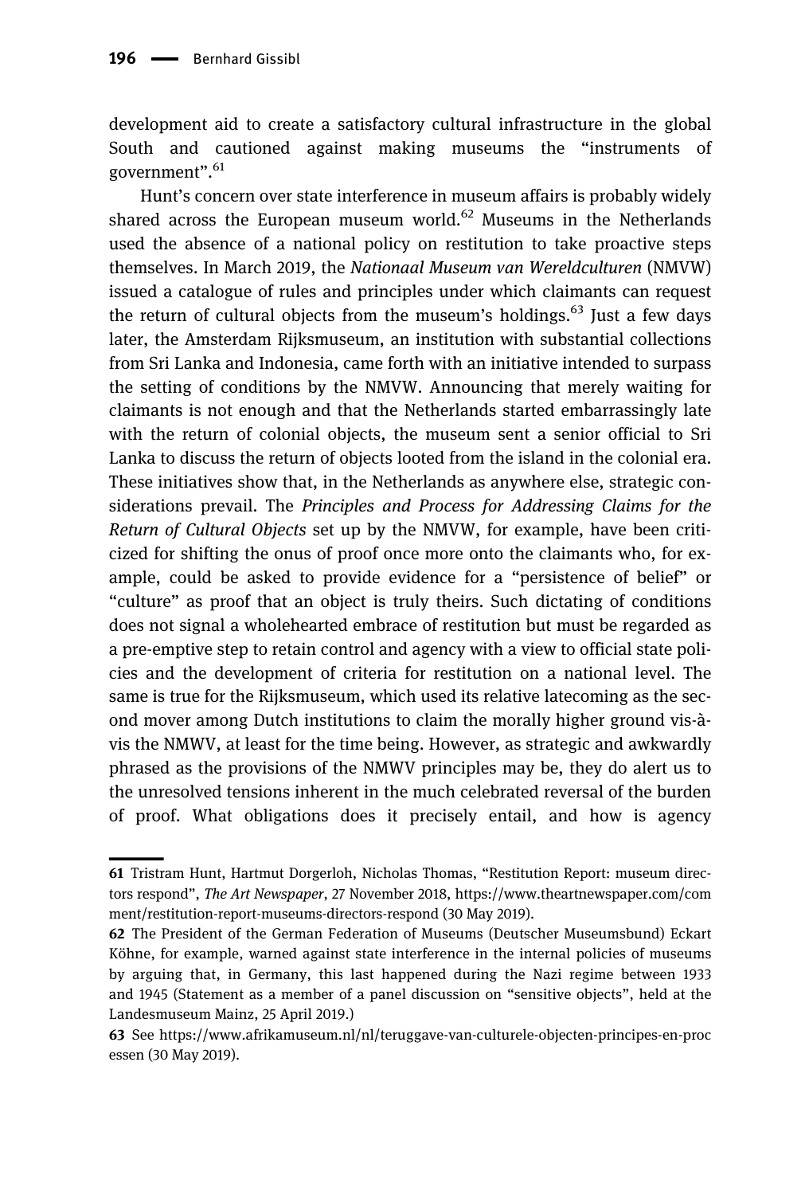development aid to create a satisfactory cultural infrastructure in the global South and cautioned against making museums the "instruments of government".[61]

Hunt's concern over state interference in museum affairs is probably widely shared across the European museum world.[62] Museums in the Netherlands used the absence of a national policy on restitution to take proactive steps themselves. In March 2019, the *Nationaal Museum van Wereldculturen* (NMVW) issued a catalogue of rules and principles under which claimants can request the return of cultural objects from the museum's holdings.[63] Just a few days later, the Amsterdam Rijksmuseum, an institution with substantial collections from Sri Lanka and Indonesia, came forth with an initiative intended to surpass the setting of conditions by the NMVW. Announcing that merely waiting for claimants is not enough and that the Netherlands started embarrassingly late with the return of colonial objects, the museum sent a senior official to Sri Lanka to discuss the return of objects looted from the island in the colonial era. These initiatives show that, in the Netherlands as anywhere else, strategic considerations prevail. The *Principles and Process for Addressing Claims for the Return of Cultural Objects* set up by the NMVW, for example, have been criticized for shifting the onus of proof once more onto the claimants who, for example, could be asked to provide evidence for a "persistence of belief" or "culture" as proof that an object is truly theirs. Such dictating of conditions does not signal a wholehearted embrace of restitution but must be regarded as a pre-emptive step to retain control and agency with a view to official state policies and the development of criteria for restitution on a national level. The same is true for the Rijksmuseum, which used its relative latecoming as the second mover among Dutch institutions to claim the morally higher ground vis-à-vis the NMWV, at least for the time being. However, as strategic and awkwardly phrased as the provisions of the NMWV principles may be, they do alert us to the unresolved tensions inherent in the much celebrated reversal of the burden of proof. What obligations does it precisely entail, and how is agency

---

**61** Tristram Hunt, Hartmut Dorgerloh, Nicholas Thomas, "Restitution Report: museum directors respond", *The Art Newspaper*, 27 November 2018, https://www.theartnewspaper.com/comment/restitution-report-museums-directors-respond (30 May 2019).

**62** The President of the German Federation of Museums (Deutscher Museumsbund) Eckart Köhne, for example, warned against state interference in the internal policies of museums by arguing that, in Germany, this last happened during the Nazi regime between 1933 and 1945 (Statement as a member of a panel discussion on "sensitive objects", held at the Landesmuseum Mainz, 25 April 2019.)

**63** See https://www.afrikamuseum.nl/nl/teruggave-van-culturele-objecten-principes-en-processen (30 May 2019).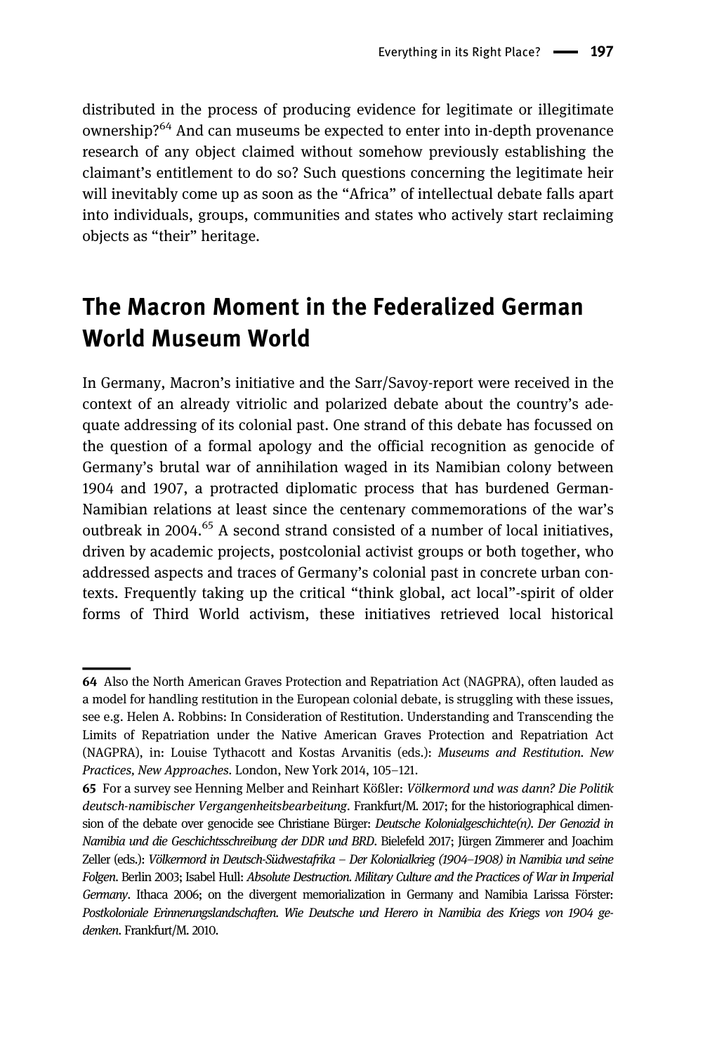distributed in the process of producing evidence for legitimate or illegitimate ownership?[64] And can museums be expected to enter into in-depth provenance research of any object claimed without somehow previously establishing the claimant's entitlement to do so? Such questions concerning the legitimate heir will inevitably come up as soon as the "Africa" of intellectual debate falls apart into individuals, groups, communities and states who actively start reclaiming objects as "their" heritage.

## The Macron Moment in the Federalized German World Museum World

In Germany, Macron's initiative and the Sarr/Savoy-report were received in the context of an already vitriolic and polarized debate about the country's adequate addressing of its colonial past. One strand of this debate has focussed on the question of a formal apology and the official recognition as genocide of Germany's brutal war of annihilation waged in its Namibian colony between 1904 and 1907, a protracted diplomatic process that has burdened German-Namibian relations at least since the centenary commemorations of the war's outbreak in 2004.[65] A second strand consisted of a number of local initiatives, driven by academic projects, postcolonial activist groups or both together, who addressed aspects and traces of Germany's colonial past in concrete urban contexts. Frequently taking up the critical "think global, act local"-spirit of older forms of Third World activism, these initiatives retrieved local historical

---

**64** Also the North American Graves Protection and Repatriation Act (NAGPRA), often lauded as a model for handling restitution in the European colonial debate, is struggling with these issues, see e.g. Helen A. Robbins: In Consideration of Restitution. Understanding and Transcending the Limits of Repatriation under the Native American Graves Protection and Repatriation Act (NAGPRA), in: Louise Tythacott and Kostas Arvanitis (eds.): *Museums and Restitution. New Practices, New Approaches*. London, New York 2014, 105–121.

**65** For a survey see Henning Melber and Reinhart Kößler: *Völkermord und was dann? Die Politik deutsch-namibischer Vergangenheitsbearbeitung*. Frankfurt/M. 2017; for the historiographical dimension of the debate over genocide see Christiane Bürger: *Deutsche Kolonialgeschichte(n). Der Genozid in Namibia und die Geschichtsschreibung der DDR und BRD*. Bielefeld 2017; Jürgen Zimmerer and Joachim Zeller (eds.): *Völkermord in Deutsch-Südwestafrika – Der Kolonialkrieg (1904–1908) in Namibia und seine Folgen*. Berlin 2003; Isabel Hull: *Absolute Destruction. Military Culture and the Practices of War in Imperial Germany*. Ithaca 2006; on the divergent memorialization in Germany and Namibia Larissa Förster: *Postkoloniale Erinnerungslandschaften. Wie Deutsche und Herero in Namibia des Kriegs von 1904 gedenken*. Frankfurt/M. 2010.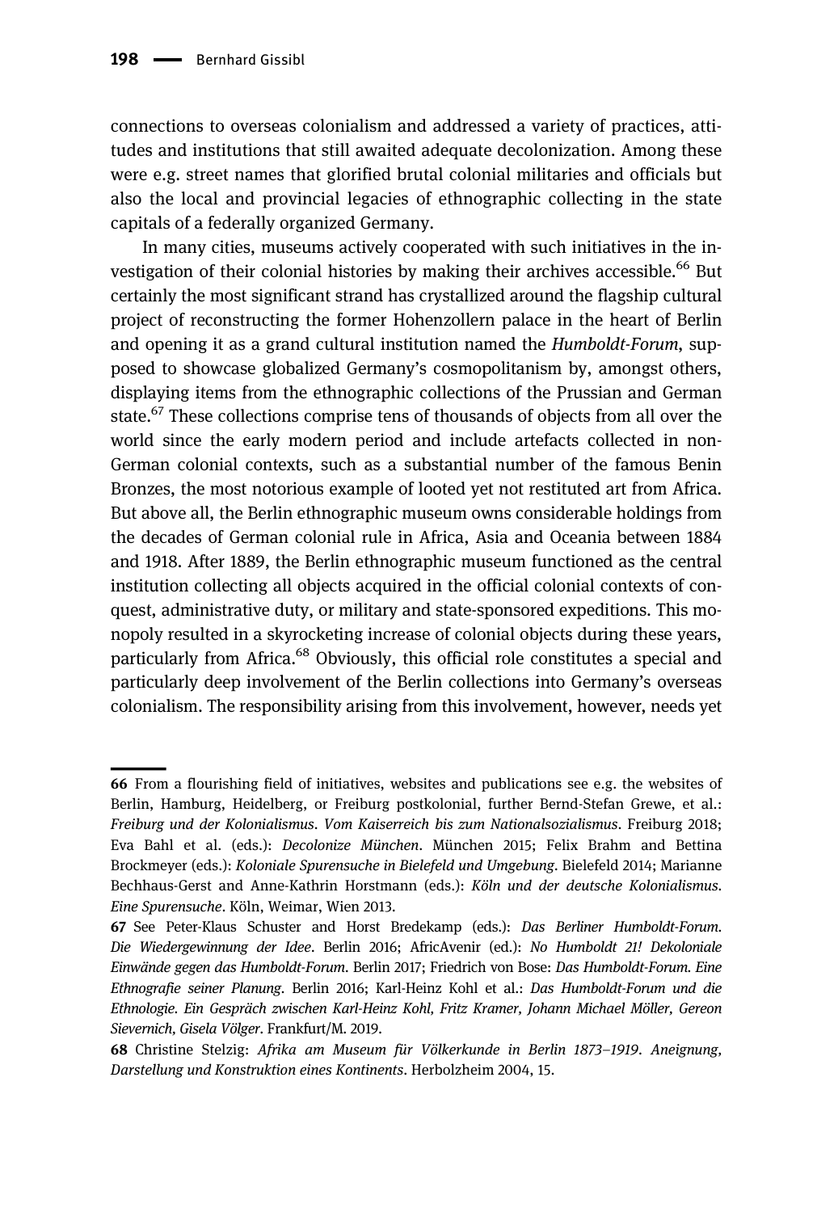connections to overseas colonialism and addressed a variety of practices, attitudes and institutions that still awaited adequate decolonization. Among these were e.g. street names that glorified brutal colonial militaries and officials but also the local and provincial legacies of ethnographic collecting in the state capitals of a federally organized Germany.

In many cities, museums actively cooperated with such initiatives in the investigation of their colonial histories by making their archives accessible.[66] But certainly the most significant strand has crystallized around the flagship cultural project of reconstructing the former Hohenzollern palace in the heart of Berlin and opening it as a grand cultural institution named the *Humboldt-Forum*, supposed to showcase globalized Germany's cosmopolitanism by, amongst others, displaying items from the ethnographic collections of the Prussian and German state.[67] These collections comprise tens of thousands of objects from all over the world since the early modern period and include artefacts collected in non-German colonial contexts, such as a substantial number of the famous Benin Bronzes, the most notorious example of looted yet not restituted art from Africa. But above all, the Berlin ethnographic museum owns considerable holdings from the decades of German colonial rule in Africa, Asia and Oceania between 1884 and 1918. After 1889, the Berlin ethnographic museum functioned as the central institution collecting all objects acquired in the official colonial contexts of conquest, administrative duty, or military and state-sponsored expeditions. This monopoly resulted in a skyrocketing increase of colonial objects during these years, particularly from Africa.[68] Obviously, this official role constitutes a special and particularly deep involvement of the Berlin collections into Germany's overseas colonialism. The responsibility arising from this involvement, however, needs yet

---

66 From a flourishing field of initiatives, websites and publications see e.g. the websites of Berlin, Hamburg, Heidelberg, or Freiburg postkolonial, further Bernd-Stefan Grewe, et al.: *Freiburg und der Kolonialismus. Vom Kaiserreich bis zum Nationalsozialismus*. Freiburg 2018; Eva Bahl et al. (eds.): *Decolonize München*. München 2015; Felix Brahm and Bettina Brockmeyer (eds.): *Koloniale Spurensuche in Bielefeld und Umgebung*. Bielefeld 2014; Marianne Bechhaus-Gerst and Anne-Kathrin Horstmann (eds.): *Köln und der deutsche Kolonialismus. Eine Spurensuche*. Köln, Weimar, Wien 2013.

67 See Peter-Klaus Schuster and Horst Bredekamp (eds.): *Das Berliner Humboldt-Forum. Die Wiedergewinnung der Idee*. Berlin 2016; AfricAvenir (ed.): *No Humboldt 21! Dekoloniale Einwände gegen das Humboldt-Forum*. Berlin 2017; Friedrich von Bose: *Das Humboldt-Forum. Eine Ethnografie seiner Planung*. Berlin 2016; Karl-Heinz Kohl et al.: *Das Humboldt-Forum und die Ethnologie. Ein Gespräch zwischen Karl-Heinz Kohl, Fritz Kramer, Johann Michael Möller, Gereon Sievernich, Gisela Völger*. Frankfurt/M. 2019.

68 Christine Stelzig: *Afrika am Museum für Völkerkunde in Berlin 1873–1919. Aneignung, Darstellung und Konstruktion eines Kontinents*. Herbolzheim 2004, 15.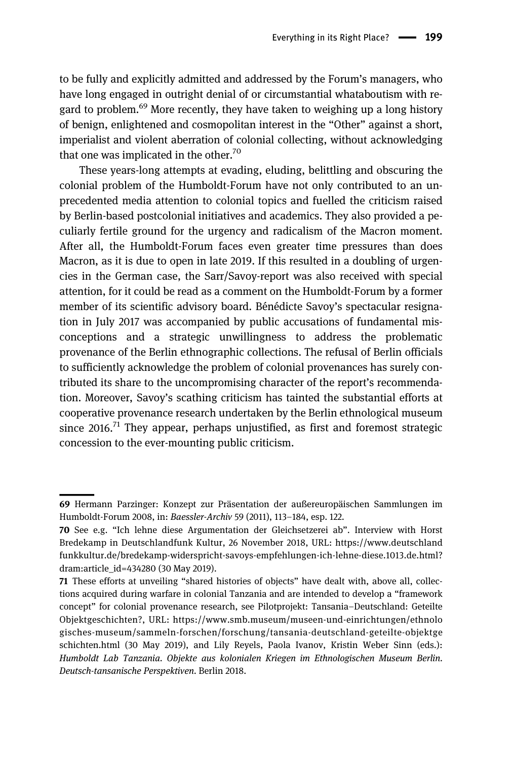to be fully and explicitly admitted and addressed by the Forum's managers, who have long engaged in outright denial of or circumstantial whataboutism with regard to problem.[69] More recently, they have taken to weighing up a long history of benign, enlightened and cosmopolitan interest in the "Other" against a short, imperialist and violent aberration of colonial collecting, without acknowledging that one was implicated in the other.[70]

These years-long attempts at evading, eluding, belittling and obscuring the colonial problem of the Humboldt-Forum have not only contributed to an unprecedented media attention to colonial topics and fuelled the criticism raised by Berlin-based postcolonial initiatives and academics. They also provided a peculiarly fertile ground for the urgency and radicalism of the Macron moment. After all, the Humboldt-Forum faces even greater time pressures than does Macron, as it is due to open in late 2019. If this resulted in a doubling of urgencies in the German case, the Sarr/Savoy-report was also received with special attention, for it could be read as a comment on the Humboldt-Forum by a former member of its scientific advisory board. Bénédicte Savoy's spectacular resignation in July 2017 was accompanied by public accusations of fundamental misconceptions and a strategic unwillingness to address the problematic provenance of the Berlin ethnographic collections. The refusal of Berlin officials to sufficiently acknowledge the problem of colonial provenances has surely contributed its share to the uncompromising character of the report's recommendation. Moreover, Savoy's scathing criticism has tainted the substantial efforts at cooperative provenance research undertaken by the Berlin ethnological museum since 2016.[71] They appear, perhaps unjustified, as first and foremost strategic concession to the ever-mounting public criticism.

---

**69** Hermann Parzinger: Konzept zur Präsentation der außereuropäischen Sammlungen im Humboldt-Forum 2008, in: *Baessler-Archiv* 59 (2011), 113–184, esp. 122.

**70** See e.g. "Ich lehne diese Argumentation der Gleichsetzerei ab". Interview with Horst Bredekamp in Deutschlandfunk Kultur, 26 November 2018, URL: https://www.deutschlandfunkkultur.de/bredekamp-widerspricht-savoys-empfehlungen-ich-lehne-diese.1013.de.html?dram:article_id=434280 (30 May 2019).

**71** These efforts at unveiling "shared histories of objects" have dealt with, above all, collections acquired during warfare in colonial Tanzania and are intended to develop a "framework concept" for colonial provenance research, see Pilotprojekt: Tansania–Deutschland: Geteilte Objektgeschichten?, URL: https://www.smb.museum/museen-und-einrichtungen/ethnologisches-museum/sammeln-forschen/forschung/tansania-deutschland-geteilte-objektgeschichten.html (30 May 2019), and Lily Reyels, Paola Ivanov, Kristin Weber Sinn (eds.): *Humboldt Lab Tanzania. Objekte aus kolonialen Kriegen im Ethnologischen Museum Berlin. Deutsch-tansanische Perspektiven*. Berlin 2018.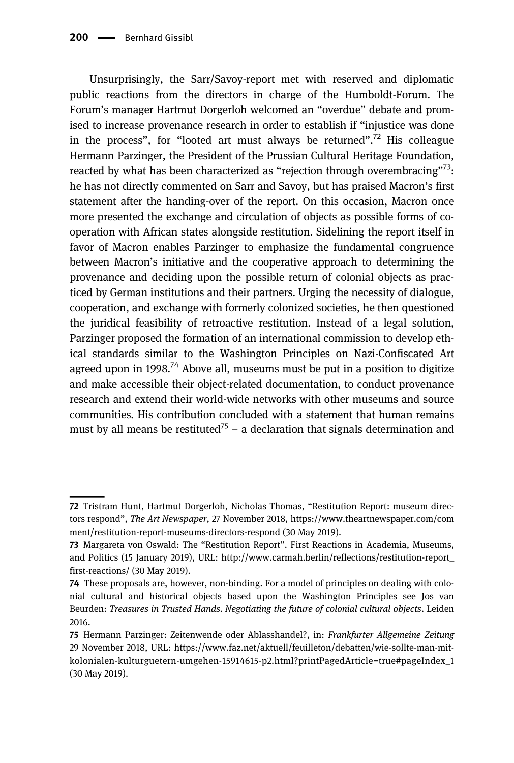Unsurprisingly, the Sarr/Savoy-report met with reserved and diplomatic public reactions from the directors in charge of the Humboldt-Forum. The Forum's manager Hartmut Dorgerloh welcomed an "overdue" debate and promised to increase provenance research in order to establish if "injustice was done in the process", for "looted art must always be returned".[72] His colleague Hermann Parzinger, the President of the Prussian Cultural Heritage Foundation, reacted by what has been characterized as "rejection through overembracing"[73]: he has not directly commented on Sarr and Savoy, but has praised Macron's first statement after the handing-over of the report. On this occasion, Macron once more presented the exchange and circulation of objects as possible forms of co-operation with African states alongside restitution. Sidelining the report itself in favor of Macron enables Parzinger to emphasize the fundamental congruence between Macron's initiative and the cooperative approach to determining the provenance and deciding upon the possible return of colonial objects as practiced by German institutions and their partners. Urging the necessity of dialogue, cooperation, and exchange with formerly colonized societies, he then questioned the juridical feasibility of retroactive restitution. Instead of a legal solution, Parzinger proposed the formation of an international commission to develop ethical standards similar to the Washington Principles on Nazi-Confiscated Art agreed upon in 1998.[74] Above all, museums must be put in a position to digitize and make accessible their object-related documentation, to conduct provenance research and extend their world-wide networks with other museums and source communities. His contribution concluded with a statement that human remains must by all means be restituted[75] – a declaration that signals determination and

---

**72** Tristram Hunt, Hartmut Dorgerloh, Nicholas Thomas, "Restitution Report: museum directors respond", *The Art Newspaper*, 27 November 2018, https://www.theartnewspaper.com/comment/restitution-report-museums-directors-respond (30 May 2019).

**73** Margareta von Oswald: The "Restitution Report". First Reactions in Academia, Museums, and Politics (15 January 2019), URL: http://www.carmah.berlin/reflections/restitution-report_first-reactions/ (30 May 2019).

**74** These proposals are, however, non-binding. For a model of principles on dealing with colonial cultural and historical objects based upon the Washington Principles see Jos van Beurden: *Treasures in Trusted Hands. Negotiating the future of colonial cultural objects*. Leiden 2016.

**75** Hermann Parzinger: Zeitenwende oder Ablasshandel?, in: *Frankfurter Allgemeine Zeitung* 29 November 2018, URL: https://www.faz.net/aktuell/feuilleton/debatten/wie-sollte-man-mit-kolonialen-kulturguetern-umgehen-15914615-p2.html?printPagedArticle=true#pageIndex_1 (30 May 2019).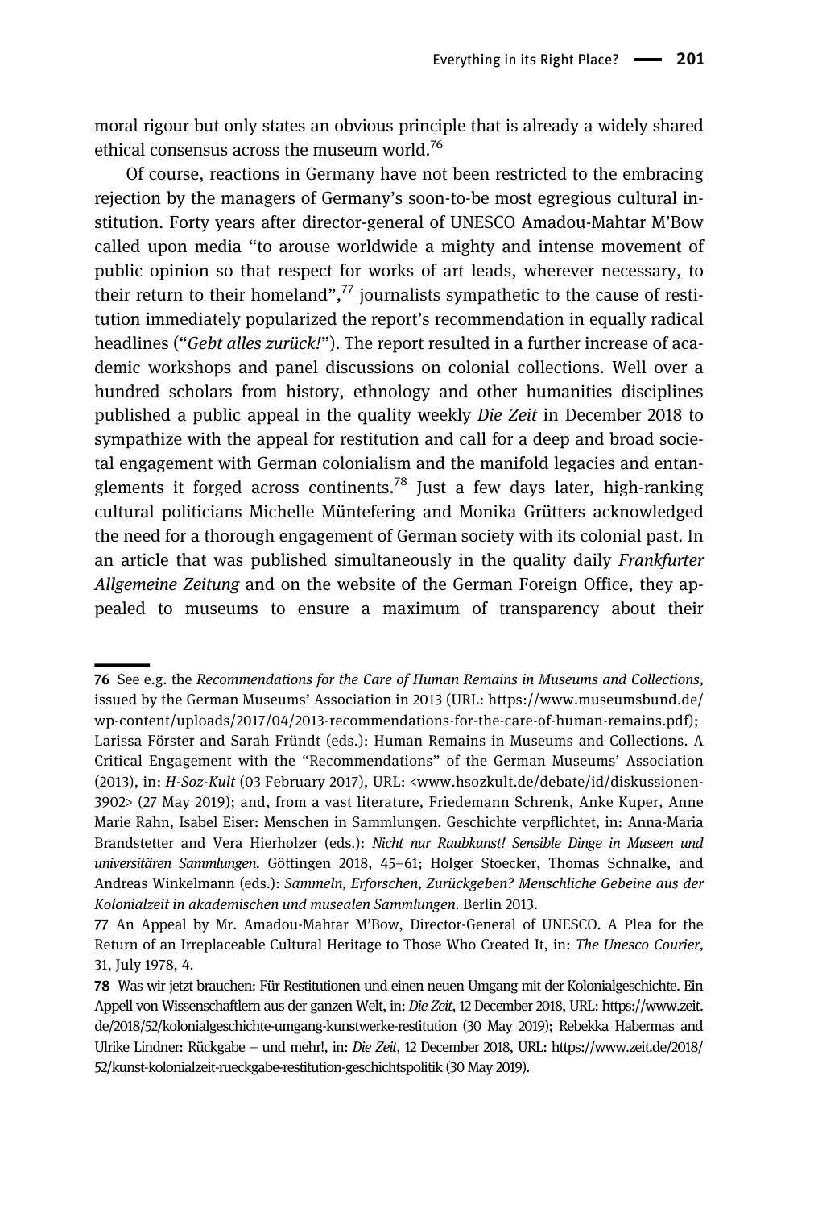moral rigour but only states an obvious principle that is already a widely shared ethical consensus across the museum world.[76]

Of course, reactions in Germany have not been restricted to the embracing rejection by the managers of Germany's soon-to-be most egregious cultural institution. Forty years after director-general of UNESCO Amadou-Mahtar M'Bow called upon media "to arouse worldwide a mighty and intense movement of public opinion so that respect for works of art leads, wherever necessary, to their return to their homeland",[77] journalists sympathetic to the cause of restitution immediately popularized the report's recommendation in equally radical headlines ("*Gebt alles zurück!*"). The report resulted in a further increase of academic workshops and panel discussions on colonial collections. Well over a hundred scholars from history, ethnology and other humanities disciplines published a public appeal in the quality weekly *Die Zeit* in December 2018 to sympathize with the appeal for restitution and call for a deep and broad societal engagement with German colonialism and the manifold legacies and entanglements it forged across continents.[78] Just a few days later, high-ranking cultural politicians Michelle Müntefering and Monika Grütters acknowledged the need for a thorough engagement of German society with its colonial past. In an article that was published simultaneously in the quality daily *Frankfurter Allgemeine Zeitung* and on the website of the German Foreign Office, they appealed to museums to ensure a maximum of transparency about their

---

**76** See e.g. the *Recommendations for the Care of Human Remains in Museums and Collections*, issued by the German Museums' Association in 2013 (URL: https://www.museumsbund.de/wp-content/uploads/2017/04/2013-recommendations-for-the-care-of-human-remains.pdf); Larissa Förster and Sarah Fründt (eds.): Human Remains in Museums and Collections. A Critical Engagement with the "Recommendations" of the German Museums' Association (2013), in: *H-Soz-Kult* (03 February 2017), URL: <www.hsozkult.de/debate/id/diskussionen-3902> (27 May 2019); and, from a vast literature, Friedemann Schrenk, Anke Kuper, Anne Marie Rahn, Isabel Eiser: Menschen in Sammlungen. Geschichte verpflichtet, in: Anna-Maria Brandstetter and Vera Hierholzer (eds.): *Nicht nur Raubkunst! Sensible Dinge in Museen und universitären Sammlungen*. Göttingen 2018, 45–61; Holger Stoecker, Thomas Schnalke, and Andreas Winkelmann (eds.): *Sammeln, Erforschen, Zurückgeben? Menschliche Gebeine aus der Kolonialzeit in akademischen und musealen Sammlungen*. Berlin 2013.

**77** An Appeal by Mr. Amadou-Mahtar M'Bow, Director-General of UNESCO. A Plea for the Return of an Irreplaceable Cultural Heritage to Those Who Created It, in: *The Unesco Courier*, 31, July 1978, 4.

**78** Was wir jetzt brauchen: Für Restitutionen und einen neuen Umgang mit der Kolonialgeschichte. Ein Appell von Wissenschaftlern aus der ganzen Welt, in: *Die Zeit*, 12 December 2018, URL: https://www.zeit.de/2018/52/kolonialgeschichte-umgang-kunstwerke-restitution (30 May 2019); Rebekka Habermas and Ulrike Lindner: Rückgabe – und mehr!, in: *Die Zeit*, 12 December 2018, URL: https://www.zeit.de/2018/52/kunst-kolonialzeit-rueckgabe-restitution-geschichtspolitik (30 May 2019).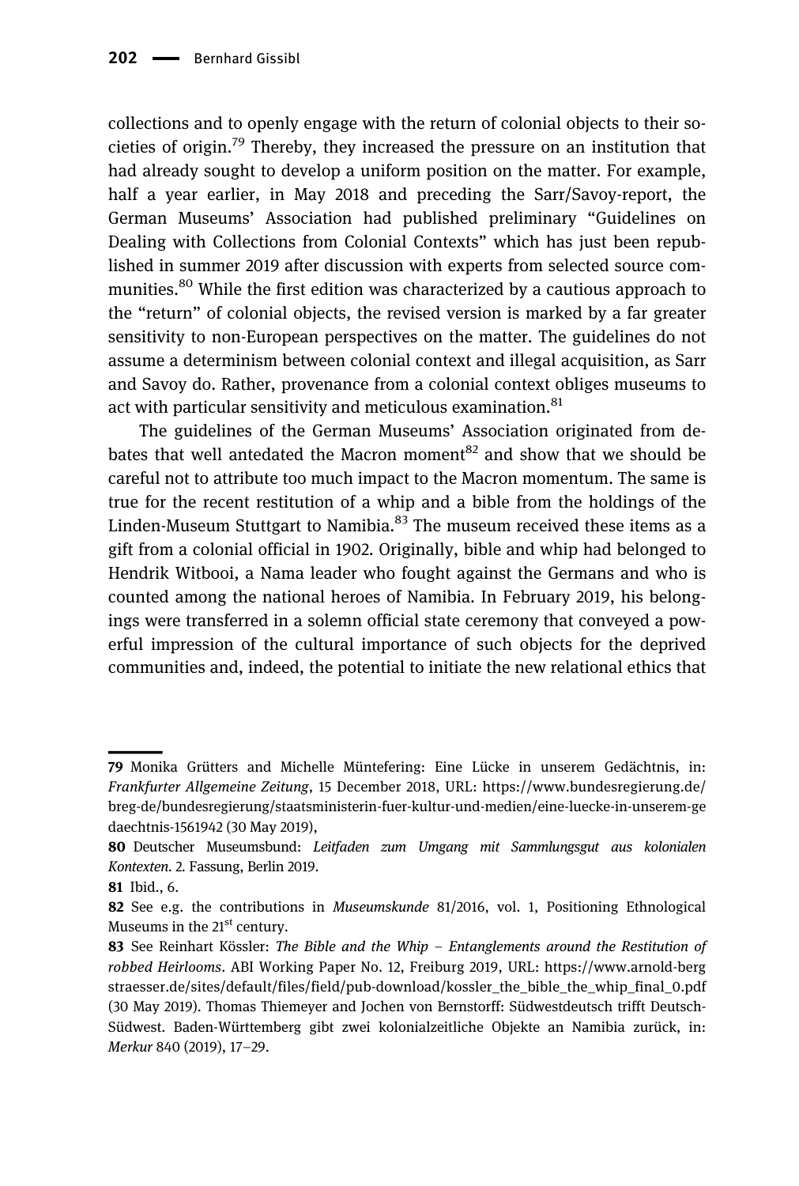collections and to openly engage with the return of colonial objects to their societies of origin.[79] Thereby, they increased the pressure on an institution that had already sought to develop a uniform position on the matter. For example, half a year earlier, in May 2018 and preceding the Sarr/Savoy-report, the German Museums' Association had published preliminary "Guidelines on Dealing with Collections from Colonial Contexts" which has just been republished in summer 2019 after discussion with experts from selected source communities.[80] While the first edition was characterized by a cautious approach to the "return" of colonial objects, the revised version is marked by a far greater sensitivity to non-European perspectives on the matter. The guidelines do not assume a determinism between colonial context and illegal acquisition, as Sarr and Savoy do. Rather, provenance from a colonial context obliges museums to act with particular sensitivity and meticulous examination.[81]

The guidelines of the German Museums' Association originated from debates that well antedated the Macron moment[82] and show that we should be careful not to attribute too much impact to the Macron momentum. The same is true for the recent restitution of a whip and a bible from the holdings of the Linden-Museum Stuttgart to Namibia.[83] The museum received these items as a gift from a colonial official in 1902. Originally, bible and whip had belonged to Hendrik Witbooi, a Nama leader who fought against the Germans and who is counted among the national heroes of Namibia. In February 2019, his belongings were transferred in a solemn official state ceremony that conveyed a powerful impression of the cultural importance of such objects for the deprived communities and, indeed, the potential to initiate the new relational ethics that

---

79 Monika Grütters and Michelle Müntefering: Eine Lücke in unserem Gedächtnis, in: *Frankfurter Allgemeine Zeitung*, 15 December 2018, URL: https://www.bundesregierung.de/breg-de/bundesregierung/staatsministerin-fuer-kultur-und-medien/eine-luecke-in-unserem-gedaechtnis-1561942 (30 May 2019),

80 Deutscher Museumsbund: *Leitfaden zum Umgang mit Sammlungsgut aus kolonialen Kontexten*. 2. Fassung, Berlin 2019.

81 Ibid., 6.

82 See e.g. the contributions in *Museumskunde* 81/2016, vol. 1, Positioning Ethnological Museums in the 21st century.

83 See Reinhart Kössler: *The Bible and the Whip – Entanglements around the Restitution of robbed Heirlooms*. ABI Working Paper No. 12, Freiburg 2019, URL: https://www.arnold-bergstraesser.de/sites/default/files/field/pub-download/kossler_the_bible_the_whip_final_0.pdf (30 May 2019). Thomas Thiemeyer and Jochen von Bernstorff: Südwestdeutsch trifft Deutsch-Südwest. Baden-Württemberg gibt zwei kolonialzeitliche Objekte an Namibia zurück, in: *Merkur* 840 (2019), 17–29.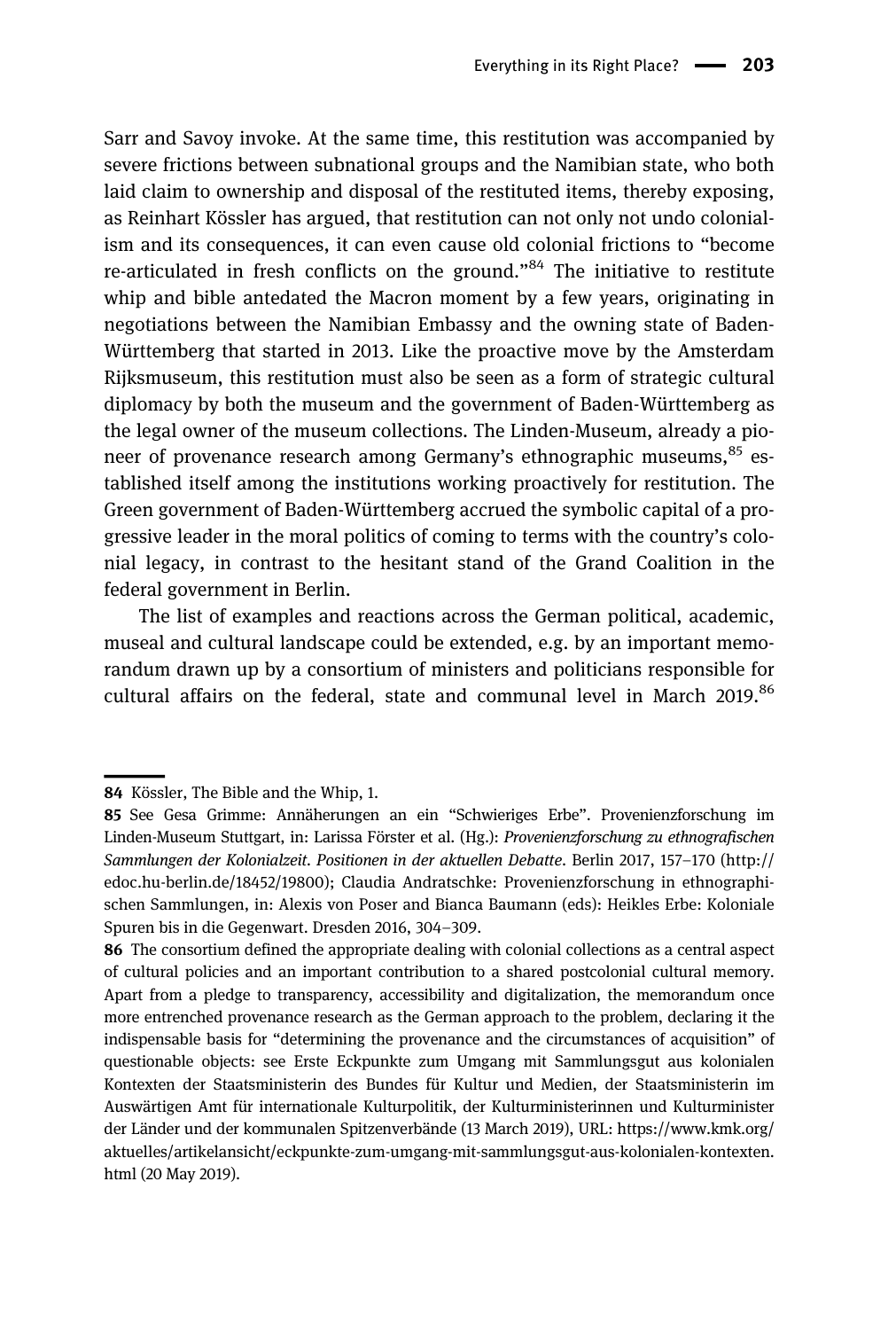Sarr and Savoy invoke. At the same time, this restitution was accompanied by severe frictions between subnational groups and the Namibian state, who both laid claim to ownership and disposal of the restituted items, thereby exposing, as Reinhart Kössler has argued, that restitution can not only not undo colonialism and its consequences, it can even cause old colonial frictions to "become re-articulated in fresh conflicts on the ground."[84] The initiative to restitute whip and bible antedated the Macron moment by a few years, originating in negotiations between the Namibian Embassy and the owning state of Baden-Württemberg that started in 2013. Like the proactive move by the Amsterdam Rijksmuseum, this restitution must also be seen as a form of strategic cultural diplomacy by both the museum and the government of Baden-Württemberg as the legal owner of the museum collections. The Linden-Museum, already a pioneer of provenance research among Germany's ethnographic museums,[85] established itself among the institutions working proactively for restitution. The Green government of Baden-Württemberg accrued the symbolic capital of a progressive leader in the moral politics of coming to terms with the country's colonial legacy, in contrast to the hesitant stand of the Grand Coalition in the federal government in Berlin.

The list of examples and reactions across the German political, academic, museal and cultural landscape could be extended, e.g. by an important memorandum drawn up by a consortium of ministers and politicians responsible for cultural affairs on the federal, state and communal level in March 2019.[86]

---

**84** Kössler, The Bible and the Whip, 1.

**85** See Gesa Grimme: Annäherungen an ein "Schwieriges Erbe". Provenienzforschung im Linden-Museum Stuttgart, in: Larissa Förster et al. (Hg.): *Provenienzforschung zu ethnografischen Sammlungen der Kolonialzeit. Positionen in der aktuellen Debatte*. Berlin 2017, 157–170 (http://edoc.hu-berlin.de/18452/19800); Claudia Andratschke: Provenienzforschung in ethnographischen Sammlungen, in: Alexis von Poser and Bianca Baumann (eds): Heikles Erbe: Koloniale Spuren bis in die Gegenwart. Dresden 2016, 304–309.

**86** The consortium defined the appropriate dealing with colonial collections as a central aspect of cultural policies and an important contribution to a shared postcolonial cultural memory. Apart from a pledge to transparency, accessibility and digitalization, the memorandum once more entrenched provenance research as the German approach to the problem, declaring it the indispensable basis for "determining the provenance and the circumstances of acquisition" of questionable objects: see Erste Eckpunkte zum Umgang mit Sammlungsgut aus kolonialen Kontexten der Staatsministerin des Bundes für Kultur und Medien, der Staatsministerin im Auswärtigen Amt für internationale Kulturpolitik, der Kulturministerinnen und Kulturminister der Länder und der kommunalen Spitzenverbände (13 March 2019), URL: https://www.kmk.org/aktuelles/artikelansicht/eckpunkte-zum-umgang-mit-sammlungsgut-aus-kolonialen-kontexten.html (20 May 2019).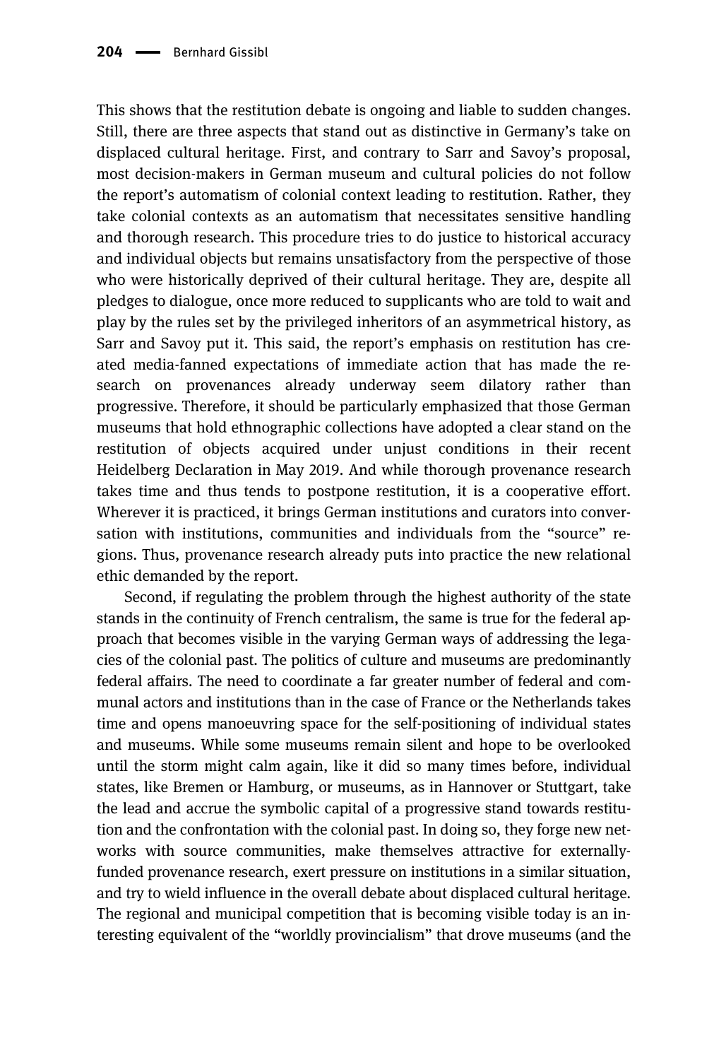This shows that the restitution debate is ongoing and liable to sudden changes. Still, there are three aspects that stand out as distinctive in Germany's take on displaced cultural heritage. First, and contrary to Sarr and Savoy's proposal, most decision-makers in German museum and cultural policies do not follow the report's automatism of colonial context leading to restitution. Rather, they take colonial contexts as an automatism that necessitates sensitive handling and thorough research. This procedure tries to do justice to historical accuracy and individual objects but remains unsatisfactory from the perspective of those who were historically deprived of their cultural heritage. They are, despite all pledges to dialogue, once more reduced to supplicants who are told to wait and play by the rules set by the privileged inheritors of an asymmetrical history, as Sarr and Savoy put it. This said, the report's emphasis on restitution has created media-fanned expectations of immediate action that has made the research on provenances already underway seem dilatory rather than progressive. Therefore, it should be particularly emphasized that those German museums that hold ethnographic collections have adopted a clear stand on the restitution of objects acquired under unjust conditions in their recent Heidelberg Declaration in May 2019. And while thorough provenance research takes time and thus tends to postpone restitution, it is a cooperative effort. Wherever it is practiced, it brings German institutions and curators into conversation with institutions, communities and individuals from the "source" regions. Thus, provenance research already puts into practice the new relational ethic demanded by the report.

Second, if regulating the problem through the highest authority of the state stands in the continuity of French centralism, the same is true for the federal approach that becomes visible in the varying German ways of addressing the legacies of the colonial past. The politics of culture and museums are predominantly federal affairs. The need to coordinate a far greater number of federal and communal actors and institutions than in the case of France or the Netherlands takes time and opens manoeuvring space for the self-positioning of individual states and museums. While some museums remain silent and hope to be overlooked until the storm might calm again, like it did so many times before, individual states, like Bremen or Hamburg, or museums, as in Hannover or Stuttgart, take the lead and accrue the symbolic capital of a progressive stand towards restitution and the confrontation with the colonial past. In doing so, they forge new networks with source communities, make themselves attractive for externally-funded provenance research, exert pressure on institutions in a similar situation, and try to wield influence in the overall debate about displaced cultural heritage. The regional and municipal competition that is becoming visible today is an interesting equivalent of the "worldly provincialism" that drove museums (and the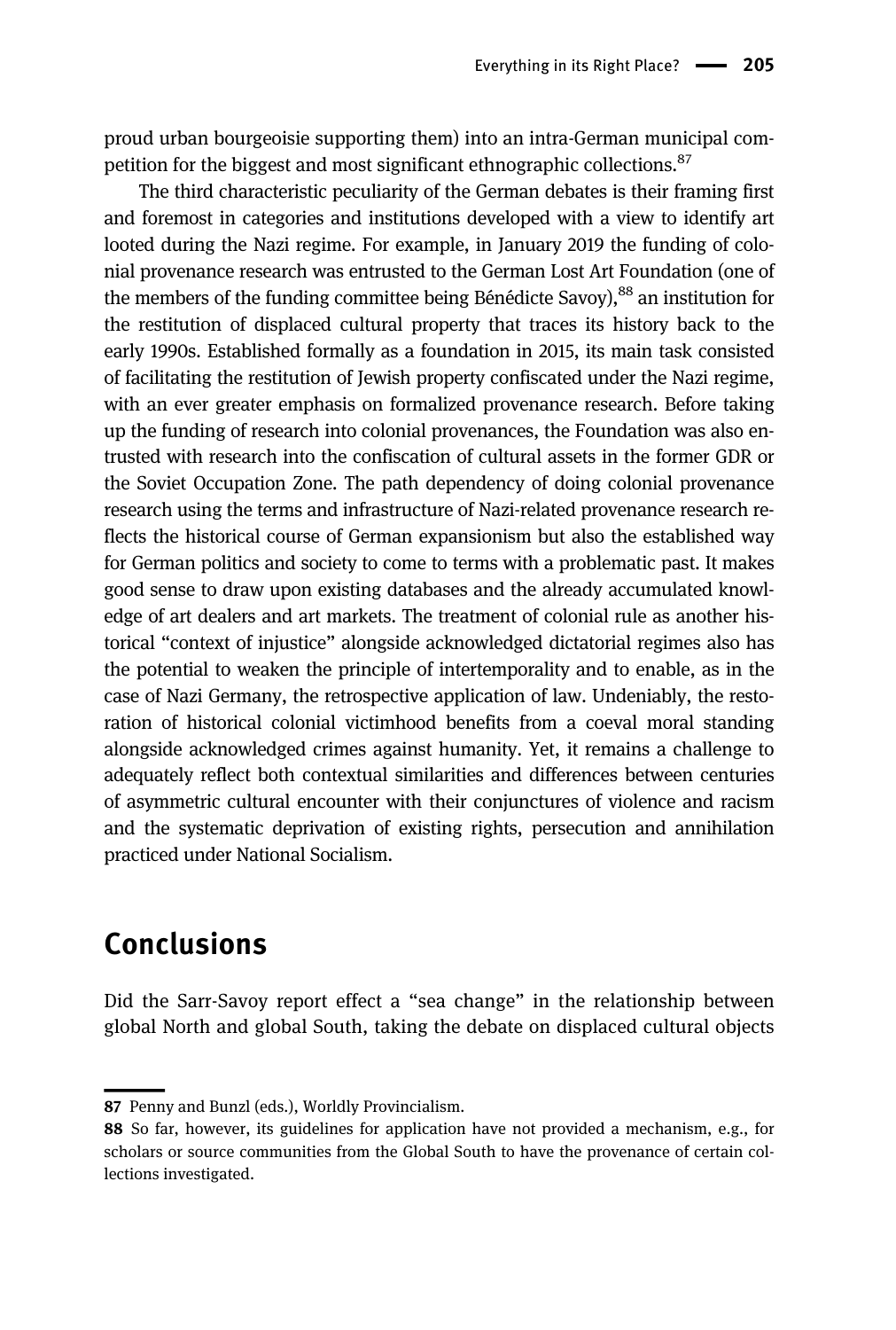proud urban bourgeoisie supporting them) into an intra-German municipal competition for the biggest and most significant ethnographic collections.[87]

The third characteristic peculiarity of the German debates is their framing first and foremost in categories and institutions developed with a view to identify art looted during the Nazi regime. For example, in January 2019 the funding of colonial provenance research was entrusted to the German Lost Art Foundation (one of the members of the funding committee being Bénédicte Savoy),[88] an institution for the restitution of displaced cultural property that traces its history back to the early 1990s. Established formally as a foundation in 2015, its main task consisted of facilitating the restitution of Jewish property confiscated under the Nazi regime, with an ever greater emphasis on formalized provenance research. Before taking up the funding of research into colonial provenances, the Foundation was also entrusted with research into the confiscation of cultural assets in the former GDR or the Soviet Occupation Zone. The path dependency of doing colonial provenance research using the terms and infrastructure of Nazi-related provenance research reflects the historical course of German expansionism but also the established way for German politics and society to come to terms with a problematic past. It makes good sense to draw upon existing databases and the already accumulated knowledge of art dealers and art markets. The treatment of colonial rule as another historical "context of injustice" alongside acknowledged dictatorial regimes also has the potential to weaken the principle of intertemporality and to enable, as in the case of Nazi Germany, the retrospective application of law. Undeniably, the restoration of historical colonial victimhood benefits from a coeval moral standing alongside acknowledged crimes against humanity. Yet, it remains a challenge to adequately reflect both contextual similarities and differences between centuries of asymmetric cultural encounter with their conjunctures of violence and racism and the systematic deprivation of existing rights, persecution and annihilation practiced under National Socialism.

## Conclusions

Did the Sarr-Savoy report effect a "sea change" in the relationship between global North and global South, taking the debate on displaced cultural objects

---

**87** Penny and Bunzl (eds.), Worldly Provincialism.

**88** So far, however, its guidelines for application have not provided a mechanism, e.g., for scholars or source communities from the Global South to have the provenance of certain collections investigated.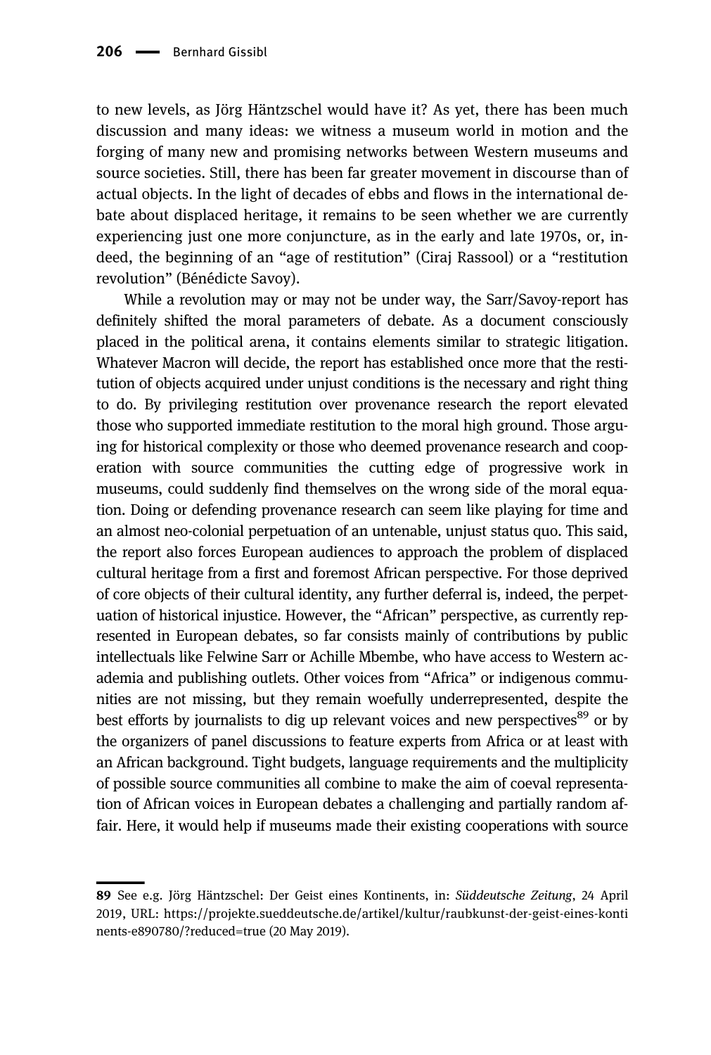to new levels, as Jörg Häntzschel would have it? As yet, there has been much discussion and many ideas: we witness a museum world in motion and the forging of many new and promising networks between Western museums and source societies. Still, there has been far greater movement in discourse than of actual objects. In the light of decades of ebbs and flows in the international debate about displaced heritage, it remains to be seen whether we are currently experiencing just one more conjuncture, as in the early and late 1970s, or, indeed, the beginning of an "age of restitution" (Ciraj Rassool) or a "restitution revolution" (Bénédicte Savoy).

While a revolution may or may not be under way, the Sarr/Savoy-report has definitely shifted the moral parameters of debate. As a document consciously placed in the political arena, it contains elements similar to strategic litigation. Whatever Macron will decide, the report has established once more that the restitution of objects acquired under unjust conditions is the necessary and right thing to do. By privileging restitution over provenance research the report elevated those who supported immediate restitution to the moral high ground. Those arguing for historical complexity or those who deemed provenance research and cooperation with source communities the cutting edge of progressive work in museums, could suddenly find themselves on the wrong side of the moral equation. Doing or defending provenance research can seem like playing for time and an almost neo-colonial perpetuation of an untenable, unjust status quo. This said, the report also forces European audiences to approach the problem of displaced cultural heritage from a first and foremost African perspective. For those deprived of core objects of their cultural identity, any further deferral is, indeed, the perpetuation of historical injustice. However, the "African" perspective, as currently represented in European debates, so far consists mainly of contributions by public intellectuals like Felwine Sarr or Achille Mbembe, who have access to Western academia and publishing outlets. Other voices from "Africa" or indigenous communities are not missing, but they remain woefully underrepresented, despite the best efforts by journalists to dig up relevant voices and new perspectives[89] or by the organizers of panel discussions to feature experts from Africa or at least with an African background. Tight budgets, language requirements and the multiplicity of possible source communities all combine to make the aim of coeval representation of African voices in European debates a challenging and partially random affair. Here, it would help if museums made their existing cooperations with source

---

**89** See e.g. Jörg Häntzschel: Der Geist eines Kontinents, in: *Süddeutsche Zeitung*, 24 April 2019, URL: https://projekte.sueddeutsche.de/artikel/kultur/raubkunst-der-geist-eines-kontinents-e890780/?reduced=true (20 May 2019).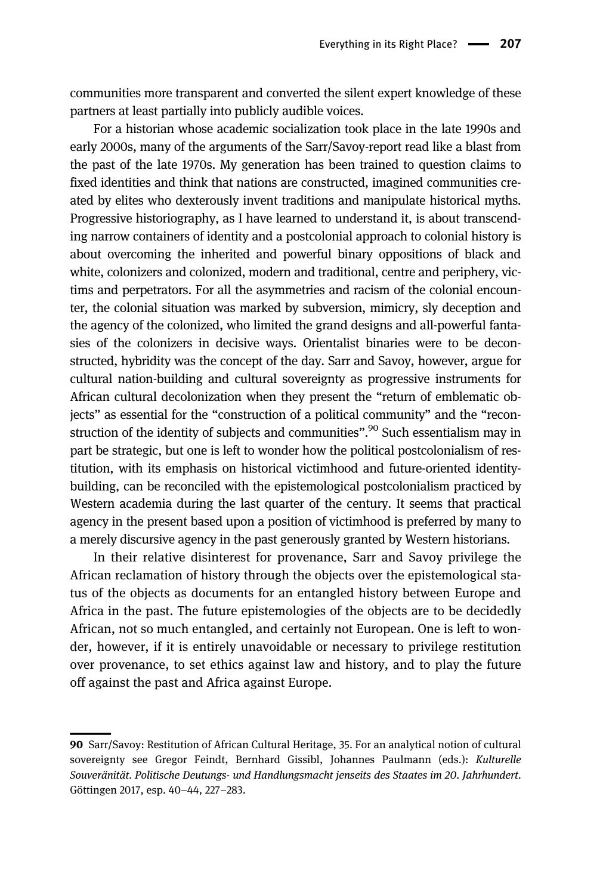communities more transparent and converted the silent expert knowledge of these partners at least partially into publicly audible voices.

For a historian whose academic socialization took place in the late 1990s and early 2000s, many of the arguments of the Sarr/Savoy-report read like a blast from the past of the late 1970s. My generation has been trained to question claims to fixed identities and think that nations are constructed, imagined communities created by elites who dexterously invent traditions and manipulate historical myths. Progressive historiography, as I have learned to understand it, is about transcending narrow containers of identity and a postcolonial approach to colonial history is about overcoming the inherited and powerful binary oppositions of black and white, colonizers and colonized, modern and traditional, centre and periphery, victims and perpetrators. For all the asymmetries and racism of the colonial encounter, the colonial situation was marked by subversion, mimicry, sly deception and the agency of the colonized, who limited the grand designs and all-powerful fantasies of the colonizers in decisive ways. Orientalist binaries were to be deconstructed, hybridity was the concept of the day. Sarr and Savoy, however, argue for cultural nation-building and cultural sovereignty as progressive instruments for African cultural decolonization when they present the "return of emblematic objects" as essential for the "construction of a political community" and the "reconstruction of the identity of subjects and communities".[90] Such essentialism may in part be strategic, but one is left to wonder how the political postcolonialism of restitution, with its emphasis on historical victimhood and future-oriented identity-building, can be reconciled with the epistemological postcolonialism practiced by Western academia during the last quarter of the century. It seems that practical agency in the present based upon a position of victimhood is preferred by many to a merely discursive agency in the past generously granted by Western historians.

In their relative disinterest for provenance, Sarr and Savoy privilege the African reclamation of history through the objects over the epistemological status of the objects as documents for an entangled history between Europe and Africa in the past. The future epistemologies of the objects are to be decidedly African, not so much entangled, and certainly not European. One is left to wonder, however, if it is entirely unavoidable or necessary to privilege restitution over provenance, to set ethics against law and history, and to play the future off against the past and Africa against Europe.

---

**90** Sarr/Savoy: Restitution of African Cultural Heritage, 35. For an analytical notion of cultural sovereignty see Gregor Feindt, Bernhard Gissibl, Johannes Paulmann (eds.): *Kulturelle Souveränität. Politische Deutungs- und Handlungsmacht jenseits des Staates im 20. Jahrhundert*. Göttingen 2017, esp. 40–44, 227–283.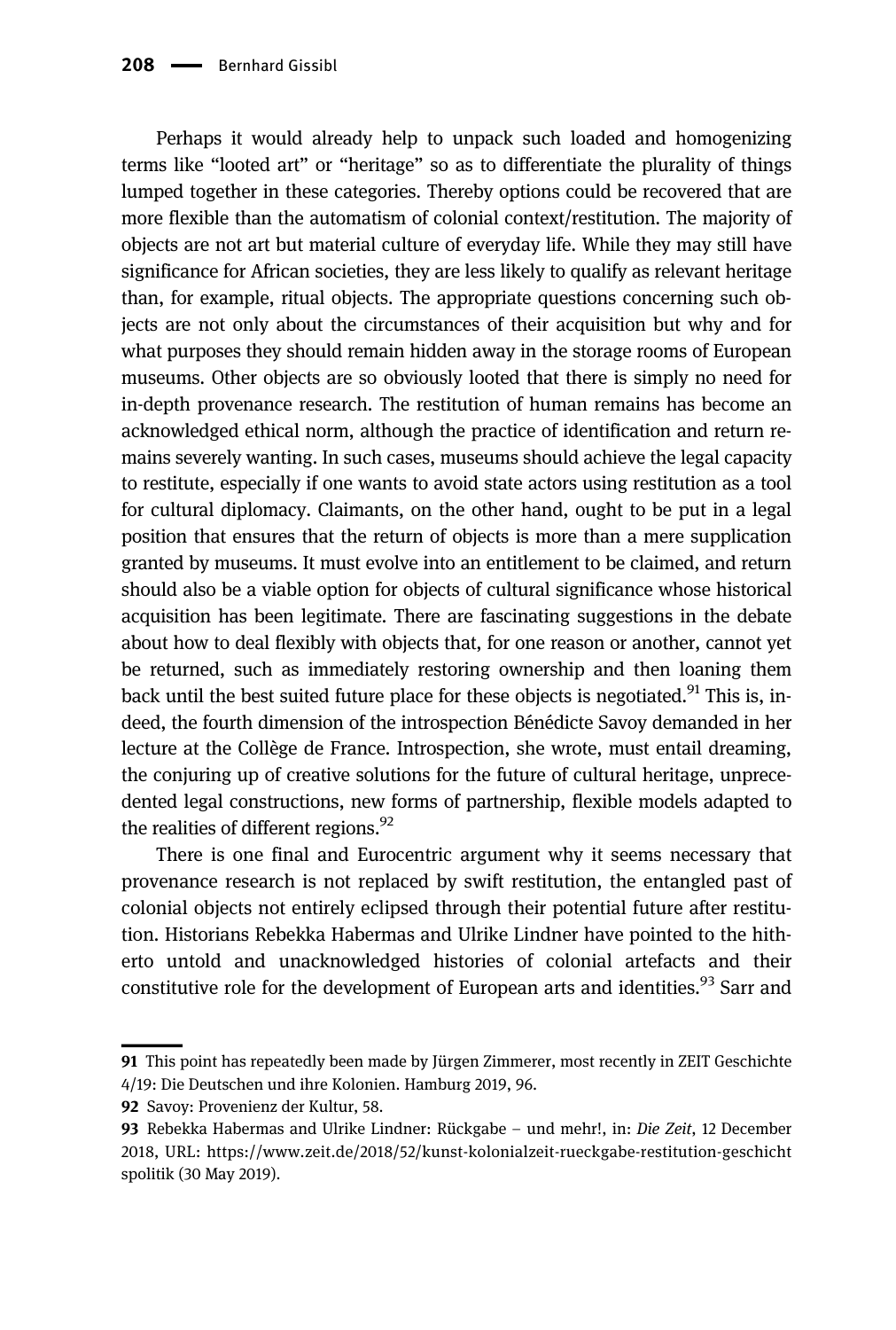Perhaps it would already help to unpack such loaded and homogenizing terms like "looted art" or "heritage" so as to differentiate the plurality of things lumped together in these categories. Thereby options could be recovered that are more flexible than the automatism of colonial context/restitution. The majority of objects are not art but material culture of everyday life. While they may still have significance for African societies, they are less likely to qualify as relevant heritage than, for example, ritual objects. The appropriate questions concerning such objects are not only about the circumstances of their acquisition but why and for what purposes they should remain hidden away in the storage rooms of European museums. Other objects are so obviously looted that there is simply no need for in-depth provenance research. The restitution of human remains has become an acknowledged ethical norm, although the practice of identification and return remains severely wanting. In such cases, museums should achieve the legal capacity to restitute, especially if one wants to avoid state actors using restitution as a tool for cultural diplomacy. Claimants, on the other hand, ought to be put in a legal position that ensures that the return of objects is more than a mere supplication granted by museums. It must evolve into an entitlement to be claimed, and return should also be a viable option for objects of cultural significance whose historical acquisition has been legitimate. There are fascinating suggestions in the debate about how to deal flexibly with objects that, for one reason or another, cannot yet be returned, such as immediately restoring ownership and then loaning them back until the best suited future place for these objects is negotiated.[91] This is, indeed, the fourth dimension of the introspection Bénédicte Savoy demanded in her lecture at the Collège de France. Introspection, she wrote, must entail dreaming, the conjuring up of creative solutions for the future of cultural heritage, unprecedented legal constructions, new forms of partnership, flexible models adapted to the realities of different regions.[92]

There is one final and Eurocentric argument why it seems necessary that provenance research is not replaced by swift restitution, the entangled past of colonial objects not entirely eclipsed through their potential future after restitution. Historians Rebekka Habermas and Ulrike Lindner have pointed to the hitherto untold and unacknowledged histories of colonial artefacts and their constitutive role for the development of European arts and identities.[93] Sarr and

---

**91** This point has repeatedly been made by Jürgen Zimmerer, most recently in ZEIT Geschichte 4/19: Die Deutschen und ihre Kolonien. Hamburg 2019, 96.

**92** Savoy: Provenienz der Kultur, 58.

**93** Rebekka Habermas and Ulrike Lindner: Rückgabe – und mehr!, in: *Die Zeit*, 12 December 2018, URL: https://www.zeit.de/2018/52/kunst-kolonialzeit-rueckgabe-restitution-geschichtspolitik (30 May 2019).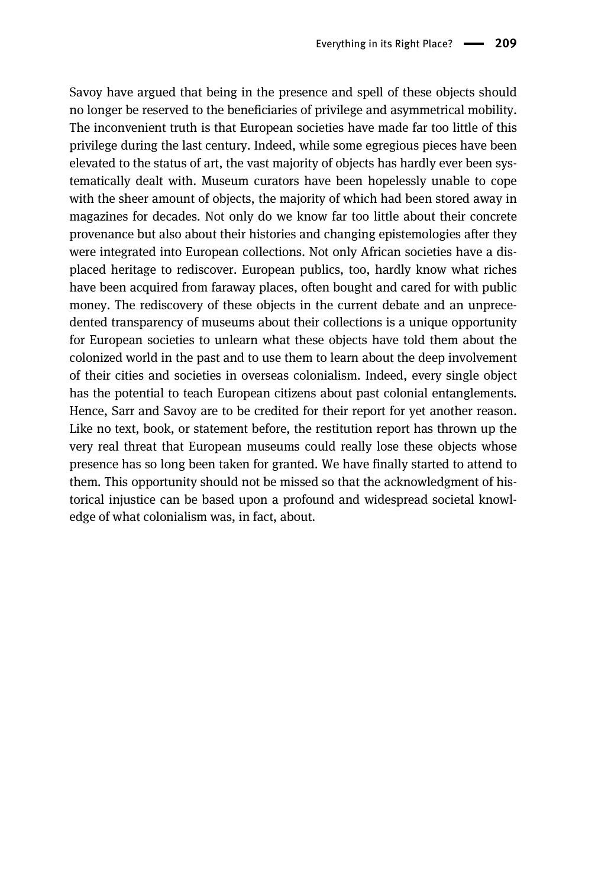Savoy have argued that being in the presence and spell of these objects should no longer be reserved to the beneficiaries of privilege and asymmetrical mobility. The inconvenient truth is that European societies have made far too little of this privilege during the last century. Indeed, while some egregious pieces have been elevated to the status of art, the vast majority of objects has hardly ever been systematically dealt with. Museum curators have been hopelessly unable to cope with the sheer amount of objects, the majority of which had been stored away in magazines for decades. Not only do we know far too little about their concrete provenance but also about their histories and changing epistemologies after they were integrated into European collections. Not only African societies have a displaced heritage to rediscover. European publics, too, hardly know what riches have been acquired from faraway places, often bought and cared for with public money. The rediscovery of these objects in the current debate and an unprecedented transparency of museums about their collections is a unique opportunity for European societies to unlearn what these objects have told them about the colonized world in the past and to use them to learn about the deep involvement of their cities and societies in overseas colonialism. Indeed, every single object has the potential to teach European citizens about past colonial entanglements. Hence, Sarr and Savoy are to be credited for their report for yet another reason. Like no text, book, or statement before, the restitution report has thrown up the very real threat that European museums could really lose these objects whose presence has so long been taken for granted. We have finally started to attend to them. This opportunity should not be missed so that the acknowledgment of historical injustice can be based upon a profound and widespread societal knowledge of what colonialism was, in fact, about.